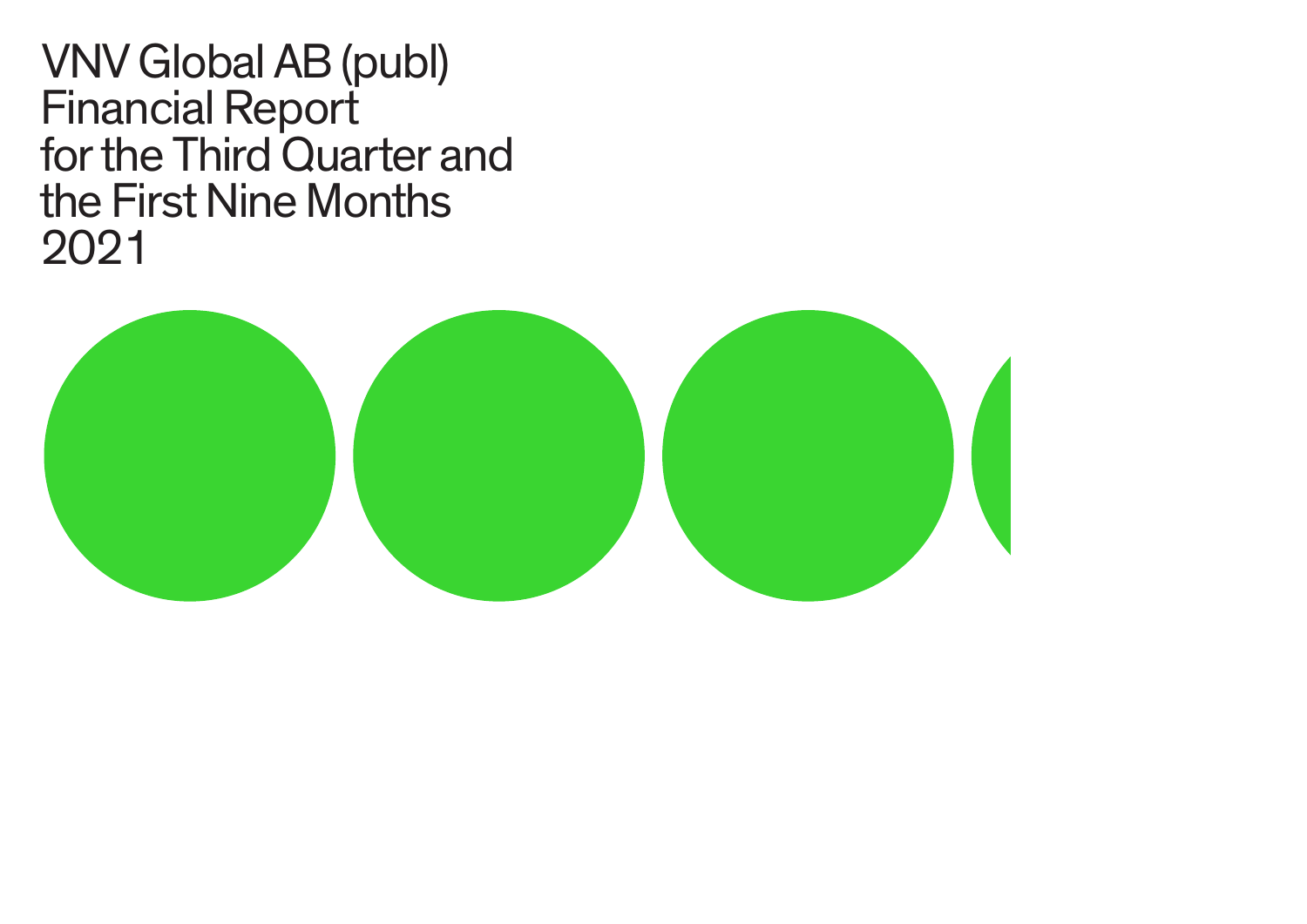# VNV Global AB (publ) Financial Report for the Third Quarter and the First Nine Months 2021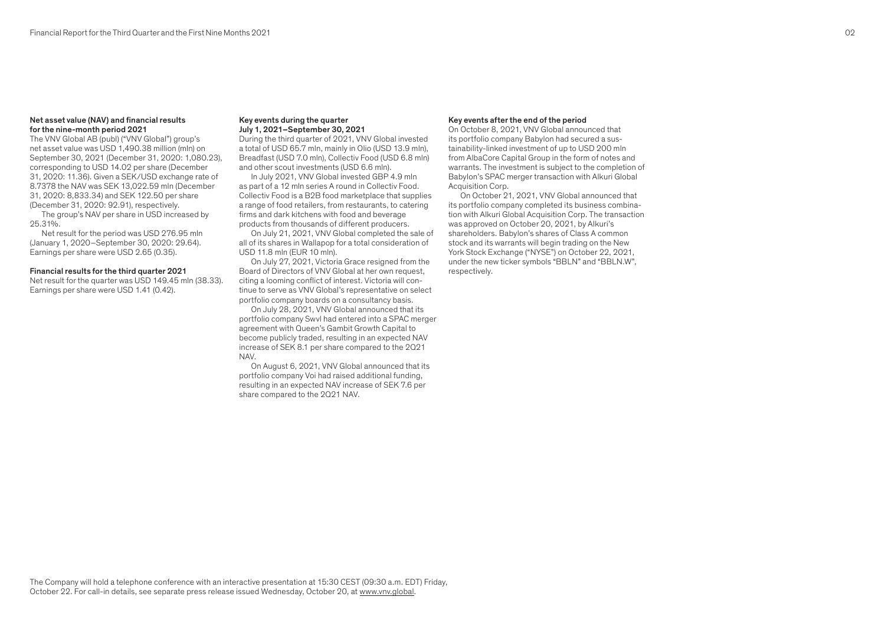### Net asset value (NAV) and financial results for the nine-month period 2021

The VNV Global AB (publ) ("VNV Global") group's net asset value was USD 1,490.38 million (mln) on September 30, 2021 (December 31, 2020: 1,080.23), corresponding to USD 14.02 per share (December 31, 2020: 11.36). Given a SEK/USD exchange rate of 8.7378 the NAV was SEK 13,022.59 mln (December 31, 2020: 8,833.34) and SEK 122.50 per share (December 31, 2020: 92.91), respectively.

The group's NAV per share in USD increased by 25.31%.

Net result for the period was USD 276.95 mln (January 1, 2020–September 30, 2020: 29.64). Earnings per share were USD 2.65 (0.35).

### Financial results for the third quarter 2021

Net result for the quarter was USD 149.45 mln (38.33). Earnings per share were USD 1.41 (0.42).

### Key events during the quarter July 1, 2021–September 30, 2021

During the third quarter of 2021, VNV Global invested a total of USD 65.7 mln, mainly in Olio (USD 13.9 mln), Breadfast (USD 7.0 mln), Collectiv Food (USD 6.8 mln) and other scout investments (USD 6.6 mln).

In July 2021, VNV Global invested GBP 4.9 mln as part of a 12 mln series A round in Collectiv Food. Collectiv Food is a B2B food marketplace that supplies a range of food retailers, from restaurants, to catering firms and dark kitchens with food and beverage products from thousands of different producers.

On July 21, 2021, VNV Global completed the sale of all of its shares in Wallapop for a total consideration of USD 11.8 mln (EUR 10 mln).

On July 27, 2021, Victoria Grace resigned from the Board of Directors of VNV Global at her own request, citing a looming conflict of interest. Victoria will continue to serve as VNV Global's representative on select portfolio company boards on a consultancy basis.

On July 28, 2021, VNV Global announced that its portfolio company Swvl had entered into a SPAC merger agreement with Queen's Gambit Growth Capital to become publicly traded, resulting in an expected NAV increase of SEK 8.1 per share compared to the 2Q21 NAV.

On August 6, 2021, VNV Global announced that its portfolio company Voi had raised additional funding, resulting in an expected NAV increase of SEK 7.6 per share compared to the 2Q21 NAV.

### Key events after the end of the period

On October 8, 2021, VNV Global announced that its portfolio company Babylon had secured a sustainability-linked investment of up to USD 200 mln from AlbaCore Capital Group in the form of notes and warrants. The investment is subject to the completion of Babylon's SPAC merger transaction with Alkuri Global Acquisition Corp.

On October 21, 2021, VNV Global announced that its portfolio company completed its business combination with Alkuri Global Acquisition Corp. The transaction was approved on October 20, 2021, by Alkuri's shareholders. Babylon's shares of Class A common stock and its warrants will begin trading on the New York Stock Exchange ("NYSE") on October 22, 2021, under the new ticker symbols "BBLN" and "BBLN.W", respectively.

The Company will hold a telephone conference with an interactive presentation at 15:30 CEST (09:30 a.m. EDT) Friday, October 22. For call-in details, see separate press release issued Wednesday, October 20, at www.vnv.global.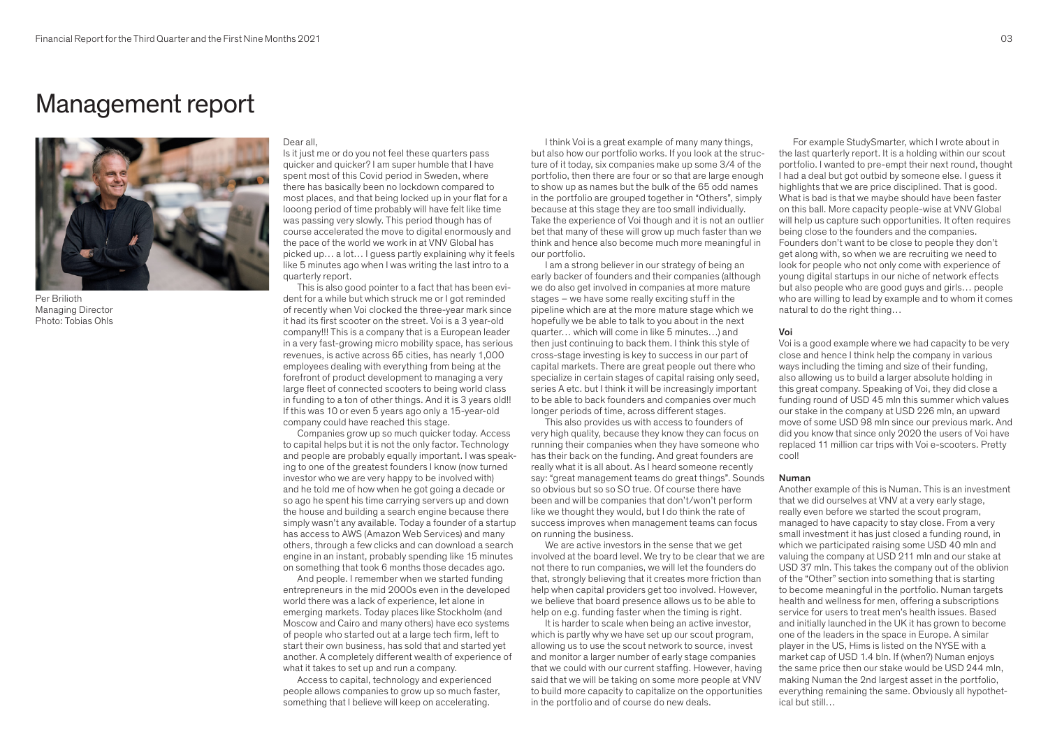# Management report

Per Brilioth
Managing Director
Photo: Tobias Ohls

Dear all,

Is it just me or do you not feel these quarters pass quicker and quicker? I am super humble that I have spent most of this Covid period in Sweden, where there has basically been no lockdown compared to most places, and that being locked up in your flat for a looong period of time probably will have felt like time was passing very slowly. This period though has of course accelerated the move to digital enormously and the pace of the world we work in at VNV Global has picked up… a lot… I guess partly explaining why it feels like 5 minutes ago when I was writing the last intro to a quarterly report.

This is also good pointer to a fact that has been evident for a while but which struck me or I got reminded of recently when Voi clocked the three-year mark since it had its first scooter on the street. Voi is a 3 year-old company!!! This is a company that is a European leader in a very fast-growing micro mobility space, has serious revenues, is active across 65 cities, has nearly 1,000 employees dealing with everything from being at the forefront of product development to managing a very large fleet of connected scooters to being world class in funding to a ton of other things. And it is 3 years old!! If this was 10 or even 5 years ago only a 15-year-old company could have reached this stage.

Companies grow up so much quicker today. Access to capital helps but it is not the only factor. Technology and people are probably equally important. I was speaking to one of the greatest founders I know (now turned investor who we are very happy to be involved with) and he told me of how when he got going a decade or so ago he spent his time carrying servers up and down the house and building a search engine because there simply wasn't any available. Today a founder of a startup has access to AWS (Amazon Web Services) and many others, through a few clicks and can download a search engine in an instant, probably spending like 15 minutes on something that took 6 months those decades ago.

And people. I remember when we started funding entrepreneurs in the mid 2000s even in the developed world there was a lack of experience, let alone in emerging markets. Today places like Stockholm (and Moscow and Cairo and many others) have eco systems of people who started out at a large tech firm, left to start their own business, has sold that and started yet another. A completely different wealth of experience of what it takes to set up and run a company.

Access to capital, technology and experienced people allows companies to grow up so much faster, something that I believe will keep on accelerating.

I think Voi is a great example of many many things, but also how our portfolio works. If you look at the structure of it today, six companies make up some 3/4 of the portfolio, then there are four or so that are large enough to show up as names but the bulk of the 65 odd names in the portfolio are grouped together in "Others", simply because at this stage they are too small individually. Take the experience of Voi though and it is not an outlier bet that many of these will grow up much faster than we think and hence also become much more meaningful in our portfolio.

I am a strong believer in our strategy of being an early backer of founders and their companies (although we do also get involved in companies at more mature stages – we have some really exciting stuff in the pipeline which are at the more mature stage which we hopefully we be able to talk to you about in the next quarter… which will come in like 5 minutes…) and then just continuing to back them. I think this style of cross-stage investing is key to success in our part of capital markets. There are great people out there who specialize in certain stages of capital raising only seed, series A etc. but I think it will be increasingly important to be able to back founders and companies over much longer periods of time, across different stages.

This also provides us with access to founders of very high quality, because they know they can focus on running their companies when they have someone who has their back on the funding. And great founders are really what it is all about. As I heard someone recently say: "great management teams do great things". Sounds so obvious but so so SO true. Of course there have been and will be companies that don't/won't perform like we thought they would, but I do think the rate of success improves when management teams can focus on running the business.

We are active investors in the sense that we get involved at the board level. We try to be clear that we are not there to run companies, we will let the founders do that, strongly believing that it creates more friction than help when capital providers get too involved. However, we believe that board presence allows us to be able to help on e.g. funding faster when the timing is right.

It is harder to scale when being an active investor, which is partly why we have set up our scout program, allowing us to use the scout network to source, invest and monitor a larger number of early stage companies that we could with our current staffing. However, having said that we will be taking on some more people at VNV to build more capacity to capitalize on the opportunities in the portfolio and of course do new deals.

For example StudySmarter, which I wrote about in the last quarterly report. It is a holding within our scout portfolio. I wanted to pre-empt their next round, thought I had a deal but got outbid by someone else. I guess it highlights that we are price disciplined. That is good. What is bad is that we maybe should have been faster on this ball. More capacity people-wise at VNV Global will help us capture such opportunities. It often requires being close to the founders and the companies. Founders don't want to be close to people they don't get along with, so when we are recruiting we need to look for people who not only come with experience of young digital startups in our niche of network effects but also people who are good guys and girls… people who are willing to lead by example and to whom it comes natural to do the right thing…

**Voi**

Voi is a good example where we had capacity to be very close and hence I think help the company in various ways including the timing and size of their funding, also allowing us to build a larger absolute holding in this great company. Speaking of Voi, they did close a funding round of USD 45 mln this summer which values our stake in the company at USD 226 mln, an upward move of some USD 98 mln since our previous mark. And did you know that since only 2020 the users of Voi have replaced 11 million car trips with Voi e-scooters. Pretty cool!

**Numan**

Another example of this is Numan. This is an investment that we did ourselves at VNV at a very early stage, really even before we started the scout program, managed to have capacity to stay close. From a very small investment it has just closed a funding round, in which we participated raising some USD 40 mln and valuing the company at USD 211 mln and our stake at USD 37 mln. This takes the company out of the oblivion of the "Other" section into something that is starting to become meaningful in the portfolio. Numan targets health and wellness for men, offering a subscriptions service for users to treat men's health issues. Based and initially launched in the UK it has grown to become one of the leaders in the space in Europe. A similar player in the US, Hims is listed on the NYSE with a market cap of USD 1.4 bln. If (when?) Numan enjoys the same price then our stake would be USD 244 mln, making Numan the 2nd largest asset in the portfolio, everything remaining the same. Obviously all hypothetical but still…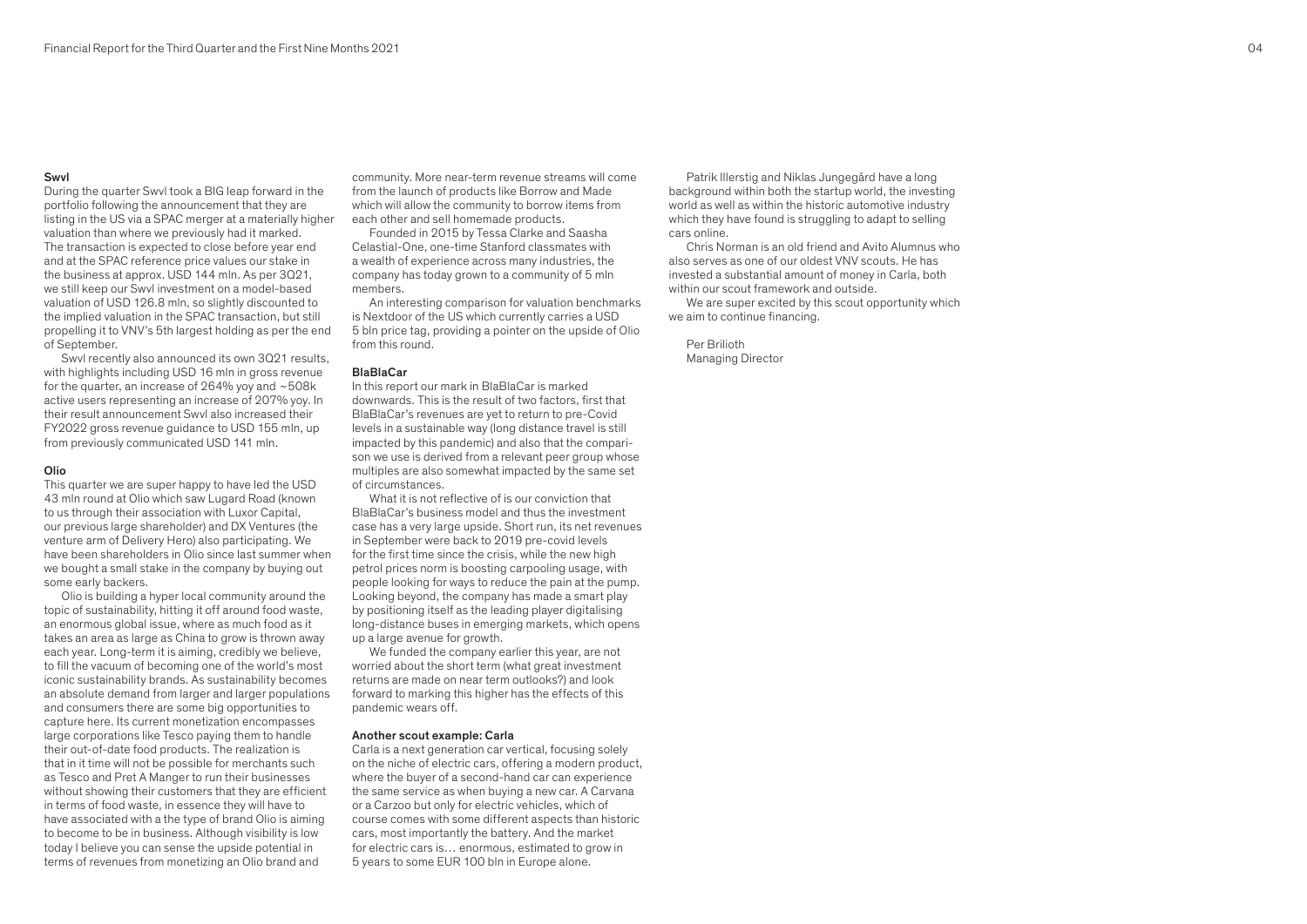### Swvl

During the quarter Swvl took a BIG leap forward in the portfolio following the announcement that they are listing in the US via a SPAC merger at a materially higher valuation than where we previously had it marked. The transaction is expected to close before year end and at the SPAC reference price values our stake in the business at approx. USD 144 mln. As per 3Q21, we still keep our Swvl investment on a model-based valuation of USD 126.8 mln, so slightly discounted to the implied valuation in the SPAC transaction, but still propelling it to VNV's 5th largest holding as per the end of September.

Swvl recently also announced its own 3Q21 results, with highlights including USD 16 mln in gross revenue for the quarter, an increase of 264% yoy and ~508k active users representing an increase of 207% yoy. In their result announcement Swvl also increased their FY2022 gross revenue guidance to USD 155 mln, up from previously communicated USD 141 mln.

### Olio

This quarter we are super happy to have led the USD 43 mln round at Olio which saw Lugard Road (known to us through their association with Luxor Capital, our previous large shareholder) and DX Ventures (the venture arm of Delivery Hero) also participating. We have been shareholders in Olio since last summer when we bought a small stake in the company by buying out some early backers.

Olio is building a hyper local community around the topic of sustainability, hitting it off around food waste, an enormous global issue, where as much food as it takes an area as large as China to grow is thrown away each year. Long-term it is aiming, credibly we believe, to fill the vacuum of becoming one of the world's most iconic sustainability brands. As sustainability becomes an absolute demand from larger and larger populations and consumers there are some big opportunities to capture here. Its current monetization encompasses large corporations like Tesco paying them to handle their out-of-date food products. The realization is that in it time will not be possible for merchants such as Tesco and Pret A Manger to run their businesses without showing their customers that they are efficient in terms of food waste, in essence they will have to have associated with a the type of brand Olio is aiming to become to be in business. Although visibility is low today I believe you can sense the upside potential in terms of revenues from monetizing an Olio brand and community. More near-term revenue streams will come from the launch of products like Borrow and Made which will allow the community to borrow items from each other and sell homemade products.

Founded in 2015 by Tessa Clarke and Saasha Celastial-One, one-time Stanford classmates with a wealth of experience across many industries, the company has today grown to a community of 5 mln members.

An interesting comparison for valuation benchmarks is Nextdoor of the US which currently carries a USD 5 bln price tag, providing a pointer on the upside of Olio from this round.

### BlaBlaCar

In this report our mark in BlaBlaCar is marked downwards. This is the result of two factors, first that BlaBlaCar's revenues are yet to return to pre-Covid levels in a sustainable way (long distance travel is still impacted by this pandemic) and also that the comparison we use is derived from a relevant peer group whose multiples are also somewhat impacted by the same set of circumstances.

What it is not reflective of is our conviction that BlaBlaCar's business model and thus the investment case has a very large upside. Short run, its net revenues in September were back to 2019 pre-covid levels for the first time since the crisis, while the new high petrol prices norm is boosting carpooling usage, with people looking for ways to reduce the pain at the pump. Looking beyond, the company has made a smart play by positioning itself as the leading player digitalising long-distance buses in emerging markets, which opens up a large avenue for growth.

We funded the company earlier this year, are not worried about the short term (what great investment returns are made on near term outlooks?) and look forward to marking this higher has the effects of this pandemic wears off.

### Another scout example: Carla

Carla is a next generation car vertical, focusing solely on the niche of electric cars, offering a modern product, where the buyer of a second-hand car can experience the same service as when buying a new car. A Carvana or a Carzoo but only for electric vehicles, which of course comes with some different aspects than historic cars, most importantly the battery. And the market for electric cars is… enormous, estimated to grow in 5 years to some EUR 100 bln in Europe alone.

Patrik Illerstig and Niklas Jungegård have a long background within both the startup world, the investing world as well as within the historic automotive industry which they have found is struggling to adapt to selling cars online.

Chris Norman is an old friend and Avito Alumnus who also serves as one of our oldest VNV scouts. He has invested a substantial amount of money in Carla, both within our scout framework and outside.

We are super excited by this scout opportunity which we aim to continue financing.

Per Brilioth
Managing Director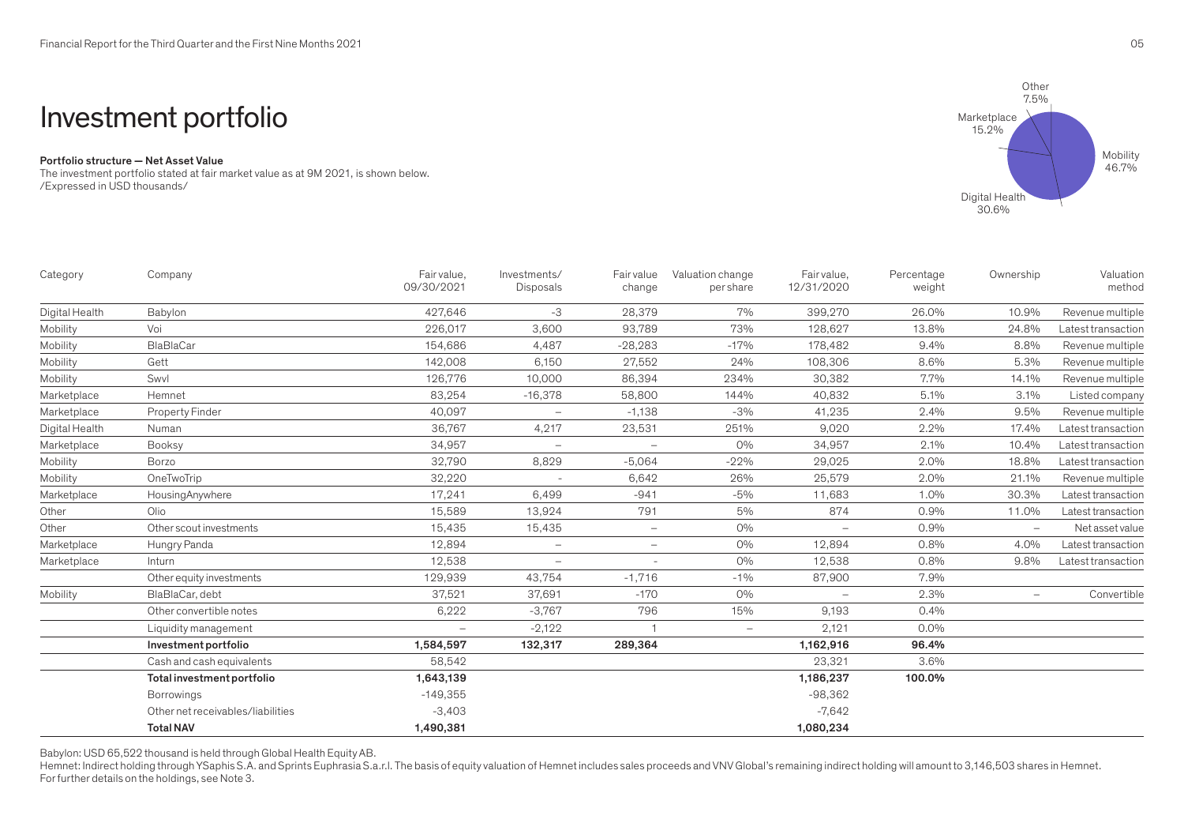# Investment portfolio

**Portfolio structure — Net Asset Value**
The investment portfolio stated at fair market value as at 9M 2021, is shown below.
/Expressed in USD thousands/

| Category | Company | Fair value, 09/30/2021 | Investments/ Disposals | Fair value change | Valuation change per share | Fair value, 12/31/2020 | Percentage weight | Ownership | Valuation method |
|---|---|---|---|---|---|---|---|---|---|
| Digital Health | Babylon | 427,646 | -3 | 28,379 | 7% | 399,270 | 26.0% | 10.9% | Revenue multiple |
| Mobility | Voi | 226,017 | 3,600 | 93,789 | 73% | 128,627 | 13.8% | 24.8% | Latest transaction |
| Mobility | BlaBlaCar | 154,686 | 4,487 | -28,283 | -17% | 178,482 | 9.4% | 8.8% | Revenue multiple |
| Mobility | Gett | 142,008 | 6,150 | 27,552 | 24% | 108,306 | 8.6% | 5.3% | Revenue multiple |
| Mobility | Swvl | 126,776 | 10,000 | 86,394 | 234% | 30,382 | 7.7% | 14.1% | Revenue multiple |
| Marketplace | Hemnet | 83,254 | -16,378 | 58,800 | 144% | 40,832 | 5.1% | 3.1% | Listed company |
| Marketplace | Property Finder | 40,097 | – | -1,138 | -3% | 41,235 | 2.4% | 9.5% | Revenue multiple |
| Digital Health | Numan | 36,767 | 4,217 | 23,531 | 251% | 9,020 | 2.2% | 17.4% | Latest transaction |
| Marketplace | Booksy | 34,957 | – | – | 0% | 34,957 | 2.1% | 10.4% | Latest transaction |
| Mobility | Borzo | 32,790 | 8,829 | -5,064 | -22% | 29,025 | 2.0% | 18.8% | Latest transaction |
| Mobility | OneTwoTrip | 32,220 | - | 6,642 | 26% | 25,579 | 2.0% | 21.1% | Revenue multiple |
| Marketplace | HousingAnywhere | 17,241 | 6,499 | -941 | -5% | 11,683 | 1.0% | 30.3% | Latest transaction |
| Other | Olio | 15,589 | 13,924 | 791 | 5% | 874 | 0.9% | 11.0% | Latest transaction |
| Other | Other scout investments | 15,435 | 15,435 | – | 0% | – | 0.9% | – | Net asset value |
| Marketplace | Hungry Panda | 12,894 | – | – | 0% | 12,894 | 0.8% | 4.0% | Latest transaction |
| Marketplace | Inturn | 12,538 | – | - | 0% | 12,538 | 0.8% | 9.8% | Latest transaction |
| | Other equity investments | 129,939 | 43,754 | -1,716 | -1% | 87,900 | 7.9% | | |
| Mobility | BlaBlaCar, debt | 37,521 | 37,691 | -170 | 0% | – | 2.3% | – | Convertible |
| | Other convertible notes | 6,222 | -3,767 | 796 | 15% | 9,193 | 0.4% | | |
| | Liquidity management | – | -2,122 | 1 | – | 2,121 | 0.0% | | |
| | **Investment portfolio** | **1,584,597** | **132,317** | **289,364** | | **1,162,916** | **96.4%** | | |
| | Cash and cash equivalents | 58,542 | | | | 23,321 | 3.6% | | |
| | **Total investment portfolio** | **1,643,139** | | | | **1,186,237** | **100.0%** | | |
| | Borrowings | -149,355 | | | | -98,362 | | | |
| | Other net receivables/liabilities | -3,403 | | | | -7,642 | | | |
| | **Total NAV** | **1,490,381** | | | | **1,080,234** | | | |

Other 7.5%
Marketplace 15.2%
Mobility 46.7%
Digital Health 30.6%

Babylon: USD 65,522 thousand is held through Global Health Equity AB.
Hemnet: Indirect holding through YSaphis S.A. and Sprints Euphrasia S.a.r.l. The basis of equity valuation of Hemnet includes sales proceeds and VNV Global's remaining indirect holding will amount to 3,146,503 shares in Hemnet.
For further details on the holdings, see Note 3.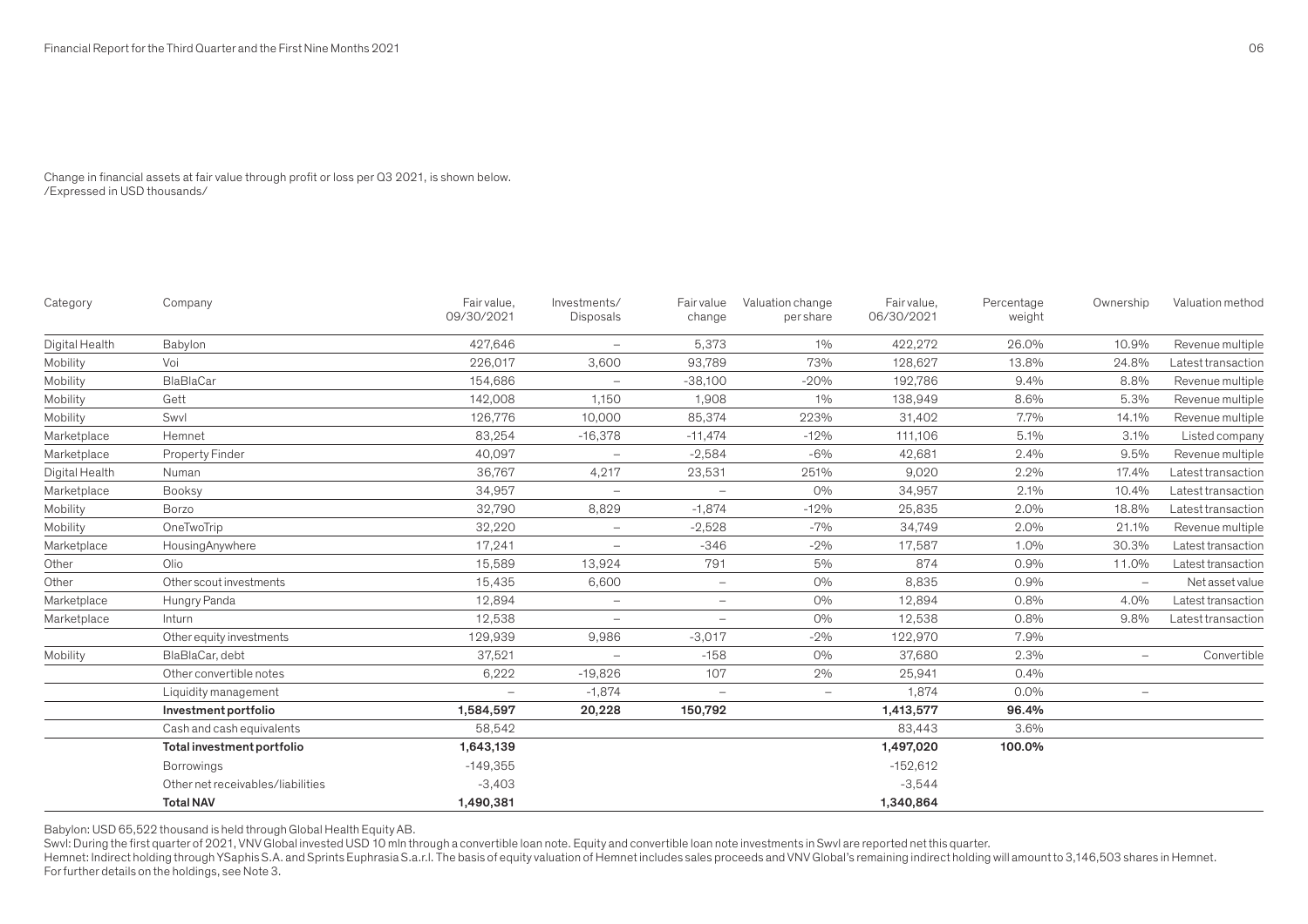Change in financial assets at fair value through profit or loss per Q3 2021, is shown below.
/Expressed in USD thousands/

| Category | Company | Fair value, 09/30/2021 | Investments/ Disposals | Fair value change | Valuation change per share | Fair value, 06/30/2021 | Percentage weight | Ownership | Valuation method |
|---|---|---|---|---|---|---|---|---|---|
| Digital Health | Babylon | 427,646 | – | 5,373 | 1% | 422,272 | 26.0% | 10.9% | Revenue multiple |
| Mobility | Voi | 226,017 | 3,600 | 93,789 | 73% | 128,627 | 13.8% | 24.8% | Latest transaction |
| Mobility | BlaBlaCar | 154,686 | – | -38,100 | -20% | 192,786 | 9.4% | 8.8% | Revenue multiple |
| Mobility | Gett | 142,008 | 1,150 | 1,908 | 1% | 138,949 | 8.6% | 5.3% | Revenue multiple |
| Mobility | Swvl | 126,776 | 10,000 | 85,374 | 223% | 31,402 | 7.7% | 14.1% | Revenue multiple |
| Marketplace | Hemnet | 83,254 | -16,378 | -11,474 | -12% | 111,106 | 5.1% | 3.1% | Listed company |
| Marketplace | Property Finder | 40,097 | – | -2,584 | -6% | 42,681 | 2.4% | 9.5% | Revenue multiple |
| Digital Health | Numan | 36,767 | 4,217 | 23,531 | 251% | 9,020 | 2.2% | 17.4% | Latest transaction |
| Marketplace | Booksy | 34,957 | – | – | 0% | 34,957 | 2.1% | 10.4% | Latest transaction |
| Mobility | Borzo | 32,790 | 8,829 | -1,874 | -12% | 25,835 | 2.0% | 18.8% | Latest transaction |
| Mobility | OneTwoTrip | 32,220 | – | -2,528 | -7% | 34,749 | 2.0% | 21.1% | Revenue multiple |
| Marketplace | HousingAnywhere | 17,241 | – | -346 | -2% | 17,587 | 1.0% | 30.3% | Latest transaction |
| Other | Olio | 15,589 | 13,924 | 791 | 5% | 874 | 0.9% | 11.0% | Latest transaction |
| Other | Other scout investments | 15,435 | 6,600 | – | 0% | 8,835 | 0.9% | – | Net asset value |
| Marketplace | Hungry Panda | 12,894 | – | – | 0% | 12,894 | 0.8% | 4.0% | Latest transaction |
| Marketplace | Inturn | 12,538 | – | – | 0% | 12,538 | 0.8% | 9.8% | Latest transaction |
| | Other equity investments | 129,939 | 9,986 | -3,017 | -2% | 122,970 | 7.9% | | |
| Mobility | BlaBlaCar, debt | 37,521 | – | -158 | 0% | 37,680 | 2.3% | – | Convertible |
| | Other convertible notes | 6,222 | -19,826 | 107 | 2% | 25,941 | 0.4% | | |
| | Liquidity management | – | -1,874 | – | – | 1,874 | 0.0% | – | |
| | **Investment portfolio** | **1,584,597** | **20,228** | **150,792** | | **1,413,577** | **96.4%** | | |
| | Cash and cash equivalents | 58,542 | | | | 83,443 | 3.6% | | |
| | **Total investment portfolio** | **1,643,139** | | | | **1,497,020** | **100.0%** | | |
| | Borrowings | -149,355 | | | | -152,612 | | | |
| | Other net receivables/liabilities | -3,403 | | | | -3,544 | | | |
| | **Total NAV** | **1,490,381** | | | | **1,340,864** | | | |

Babylon: USD 65,522 thousand is held through Global Health Equity AB.
Swvl: During the first quarter of 2021, VNV Global invested USD 10 mln through a convertible loan note. Equity and convertible loan note investments in Swvl are reported net this quarter.
Hemnet: Indirect holding through YSaphis S.A. and Sprints Euphrasia S.a.r.l. The basis of equity valuation of Hemnet includes sales proceeds and VNV Global's remaining indirect holding will amount to 3,146,503 shares in Hemnet.
For further details on the holdings, see Note 3.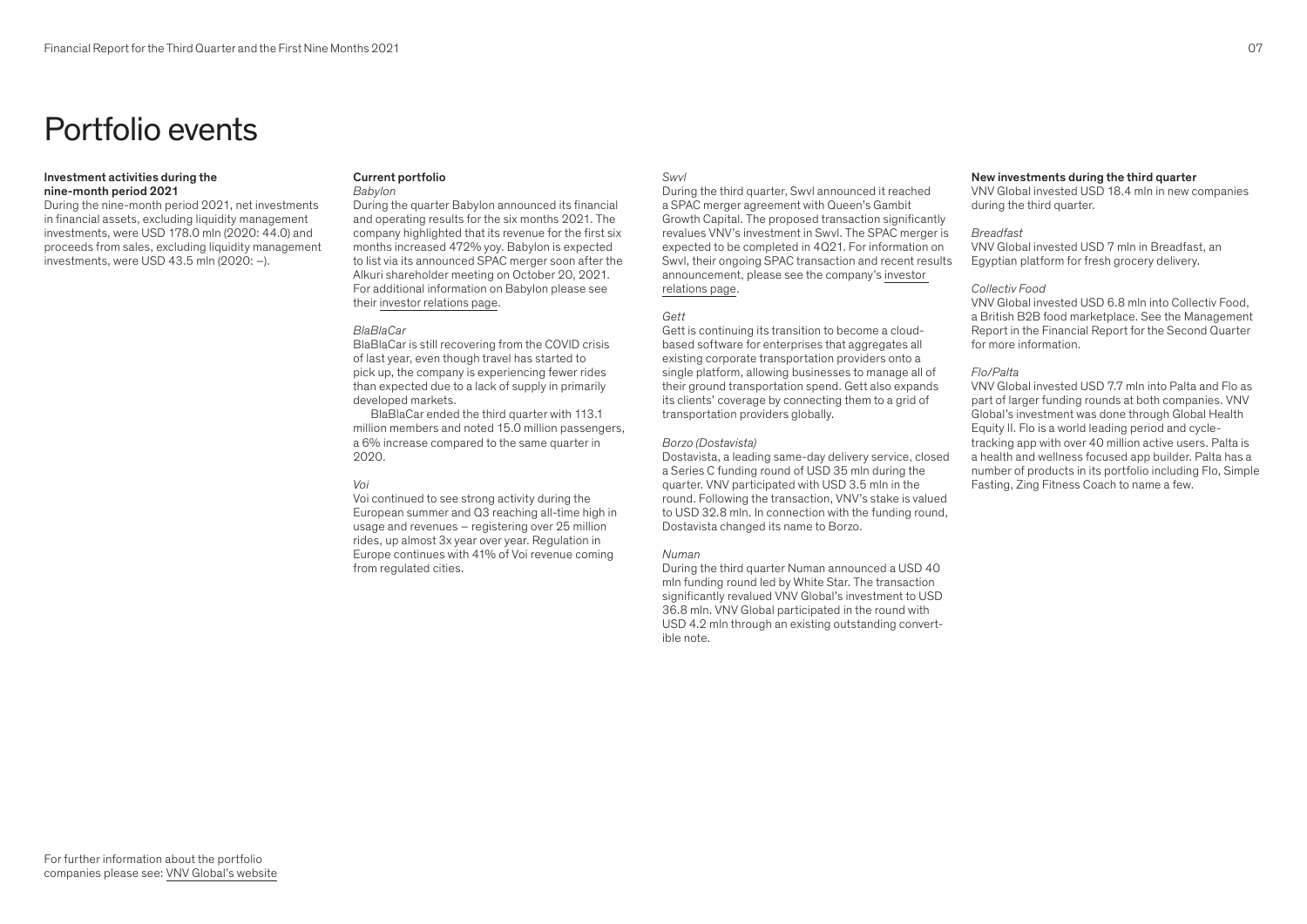# Portfolio events

**Investment activities during the nine-month period 2021**

During the nine-month period 2021, net investments in financial assets, excluding liquidity management investments, were USD 178.0 mln (2020: 44.0) and proceeds from sales, excluding liquidity management investments, were USD 43.5 mln (2020: –).

**Current portfolio**

*Babylon*

During the quarter Babylon announced its financial and operating results for the six months 2021. The company highlighted that its revenue for the first six months increased 472% yoy. Babylon is expected to list via its announced SPAC merger soon after the Alkuri shareholder meeting on October 20, 2021. For additional information on Babylon please see their investor relations page.

*BlaBlaCar*

BlaBlaCar is still recovering from the COVID crisis of last year, even though travel has started to pick up, the company is experiencing fewer rides than expected due to a lack of supply in primarily developed markets.

BlaBlaCar ended the third quarter with 113.1 million members and noted 15.0 million passengers, a 6% increase compared to the same quarter in 2020.

*Voi*

Voi continued to see strong activity during the European summer and Q3 reaching all-time high in usage and revenues – registering over 25 million rides, up almost 3x year over year. Regulation in Europe continues with 41% of Voi revenue coming from regulated cities.

*Swvl*

During the third quarter, Swvl announced it reached a SPAC merger agreement with Queen's Gambit Growth Capital. The proposed transaction significantly revalues VNV's investment in Swvl. The SPAC merger is expected to be completed in 4Q21. For information on Swvl, their ongoing SPAC transaction and recent results announcement, please see the company's investor relations page.

*Gett*

Gett is continuing its transition to become a cloud-based software for enterprises that aggregates all existing corporate transportation providers onto a single platform, allowing businesses to manage all of their ground transportation spend. Gett also expands its clients' coverage by connecting them to a grid of transportation providers globally.

*Borzo (Dostavista)*

Dostavista, a leading same-day delivery service, closed a Series C funding round of USD 35 mln during the quarter. VNV participated with USD 3.5 mln in the round. Following the transaction, VNV's stake is valued to USD 32.8 mln. In connection with the funding round, Dostavista changed its name to Borzo.

*Numan*

During the third quarter Numan announced a USD 40 mln funding round led by White Star. The transaction significantly revalued VNV Global's investment to USD 36.8 mln. VNV Global participated in the round with USD 4.2 mln through an existing outstanding convertible note.

**New investments during the third quarter**

VNV Global invested USD 18.4 mln in new companies during the third quarter.

*Breadfast*

VNV Global invested USD 7 mln in Breadfast, an Egyptian platform for fresh grocery delivery.

*Collectiv Food*

VNV Global invested USD 6.8 mln into Collectiv Food, a British B2B food marketplace. See the Management Report in the Financial Report for the Second Quarter for more information.

*Flo/Palta*

VNV Global invested USD 7.7 mln into Palta and Flo as part of larger funding rounds at both companies. VNV Global's investment was done through Global Health Equity II. Flo is a world leading period and cycle-tracking app with over 40 million active users. Palta is a health and wellness focused app builder. Palta has a number of products in its portfolio including Flo, Simple Fasting, Zing Fitness Coach to name a few.

For further information about the portfolio companies please see: VNV Global's website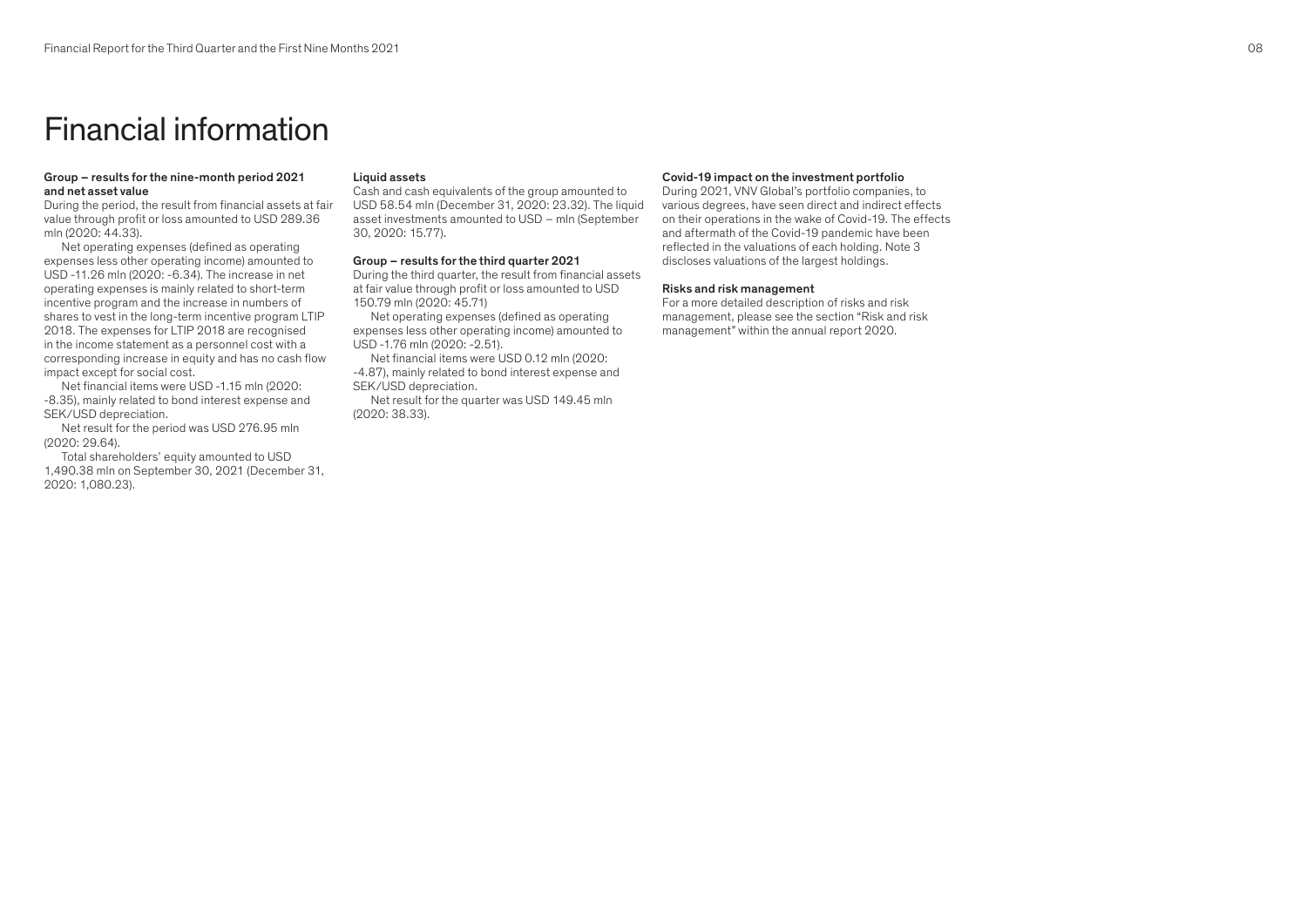# Financial information

#### Group – results for the nine-month period 2021 and net asset value

During the period, the result from financial assets at fair value through profit or loss amounted to USD 289.36 mln (2020: 44.33).

Net operating expenses (defined as operating expenses less other operating income) amounted to USD -11.26 mln (2020: -6.34). The increase in net operating expenses is mainly related to short-term incentive program and the increase in numbers of shares to vest in the long-term incentive program LTIP 2018. The expenses for LTIP 2018 are recognised in the income statement as a personnel cost with a corresponding increase in equity and has no cash flow impact except for social cost.

Net financial items were USD -1.15 mln (2020: -8.35), mainly related to bond interest expense and SEK/USD depreciation.

Net result for the period was USD 276.95 mln (2020: 29.64).

Total shareholders' equity amounted to USD 1,490.38 mln on September 30, 2021 (December 31, 2020: 1,080.23).

#### Liquid assets

Cash and cash equivalents of the group amounted to USD 58.54 mln (December 31, 2020: 23.32). The liquid asset investments amounted to USD – mln (September 30, 2020: 15.77).

#### Group – results for the third quarter 2021

During the third quarter, the result from financial assets at fair value through profit or loss amounted to USD 150.79 mln (2020: 45.71)

Net operating expenses (defined as operating expenses less other operating income) amounted to USD -1.76 mln (2020: -2.51).

Net financial items were USD 0.12 mln (2020: -4.87), mainly related to bond interest expense and SEK/USD depreciation.

Net result for the quarter was USD 149.45 mln (2020: 38.33).

#### Covid-19 impact on the investment portfolio

During 2021, VNV Global's portfolio companies, to various degrees, have seen direct and indirect effects on their operations in the wake of Covid-19. The effects and aftermath of the Covid-19 pandemic have been reflected in the valuations of each holding. Note 3 discloses valuations of the largest holdings.

#### Risks and risk management

For a more detailed description of risks and risk management, please see the section "Risk and risk management" within the annual report 2020.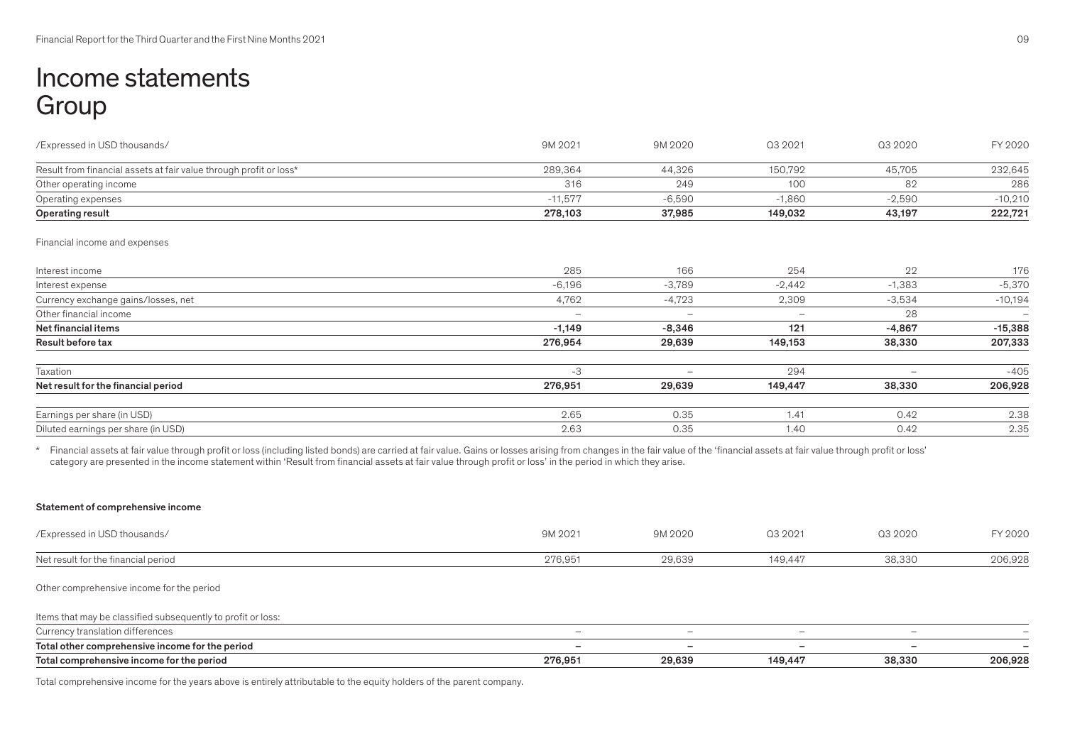# Income statements Group

| /Expressed in USD thousands/ | 9M 2021 | 9M 2020 | Q3 2021 | Q3 2020 | FY 2020 |
|---|---|---|---|---|---|
| Result from financial assets at fair value through profit or loss* | 289,364 | 44,326 | 150,792 | 45,705 | 232,645 |
| Other operating income | 316 | 249 | 100 | 82 | 286 |
| Operating expenses | -11,577 | -6,590 | -1,860 | -2,590 | -10,210 |
| **Operating result** | **278,103** | **37,985** | **149,032** | **43,197** | **222,721** |
| Financial income and expenses | | | | | |
| Interest income | 285 | 166 | 254 | 22 | 176 |
| Interest expense | -6,196 | -3,789 | -2,442 | -1,383 | -5,370 |
| Currency exchange gains/losses, net | 4,762 | -4,723 | 2,309 | -3,534 | -10,194 |
| Other financial income | – | – | – | 28 | – |
| **Net financial items** | **-1,149** | **-8,346** | **121** | **-4,867** | **-15,388** |
| **Result before tax** | **276,954** | **29,639** | **149,153** | **38,330** | **207,333** |
| Taxation | -3 | – | 294 | – | -405 |
| **Net result for the financial period** | **276,951** | **29,639** | **149,447** | **38,330** | **206,928** |
| Earnings per share (in USD) | 2.65 | 0.35 | 1.41 | 0.42 | 2.38 |
| Diluted earnings per share (in USD) | 2.63 | 0.35 | 1.40 | 0.42 | 2.35 |

\* Financial assets at fair value through profit or loss (including listed bonds) are carried at fair value. Gains or losses arising from changes in the fair value of the 'financial assets at fair value through profit or loss' category are presented in the income statement within 'Result from financial assets at fair value through profit or loss' in the period in which they arise.

**Statement of comprehensive income**

| /Expressed in USD thousands/ | 9M 2021 | 9M 2020 | Q3 2021 | Q3 2020 | FY 2020 |
|---|---|---|---|---|---|
| Net result for the financial period | 276,951 | 29,639 | 149,447 | 38,330 | 206,928 |
| Other comprehensive income for the period | | | | | |
| Items that may be classified subsequently to profit or loss: | | | | | |
| Currency translation differences | – | – | – | – | – |
| **Total other comprehensive income for the period** | **–** | **–** | **–** | **–** | **–** |
| **Total comprehensive income for the period** | **276,951** | **29,639** | **149,447** | **38,330** | **206,928** |

Total comprehensive income for the years above is entirely attributable to the equity holders of the parent company.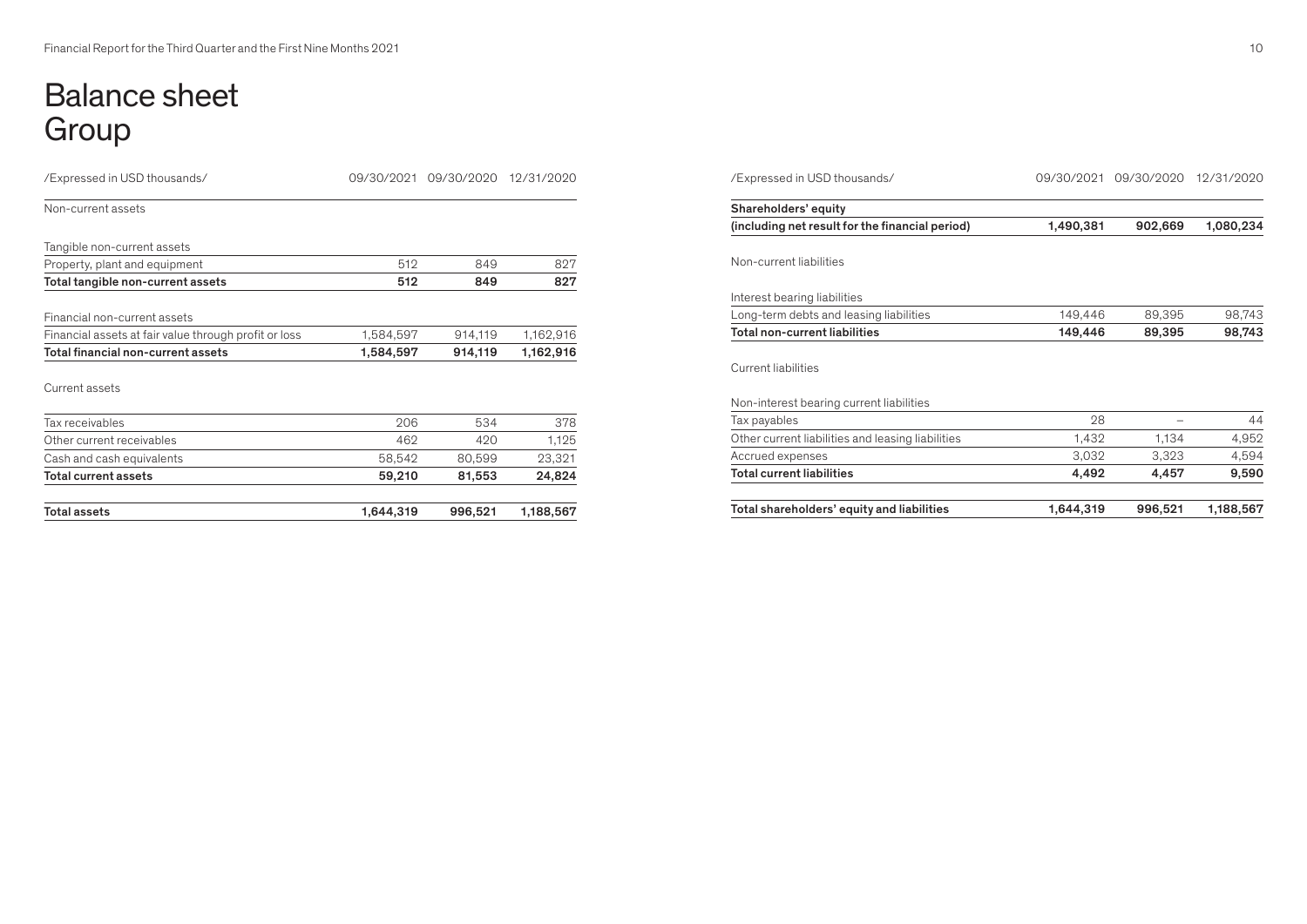# Balance sheet Group

| /Expressed in USD thousands/ | 09/30/2021 | 09/30/2020 | 12/31/2020 |
|---|---|---|---|
| Non-current assets | | | |
| | | | |
| Tangible non-current assets | | | |
| Property, plant and equipment | 512 | 849 | 827 |
| **Total tangible non-current assets** | **512** | **849** | **827** |
| | | | |
| Financial non-current assets | | | |
| Financial assets at fair value through profit or loss | 1,584,597 | 914,119 | 1,162,916 |
| **Total financial non-current assets** | **1,584,597** | **914,119** | **1,162,916** |
| | | | |
| Current assets | | | |
| | | | |
| Tax receivables | 206 | 534 | 378 |
| Other current receivables | 462 | 420 | 1,125 |
| Cash and cash equivalents | 58,542 | 80,599 | 23,321 |
| **Total current assets** | **59,210** | **81,553** | **24,824** |
| | | | |
| **Total assets** | **1,644,319** | **996,521** | **1,188,567** |

| /Expressed in USD thousands/ | 09/30/2021 | 09/30/2020 | 12/31/2020 |
|---|---|---|---|
| **Shareholders' equity** | | | |
| **(including net result for the financial period)** | **1,490,381** | **902,669** | **1,080,234** |
| | | | |
| Non-current liabilities | | | |
| | | | |
| Interest bearing liabilities | | | |
| Long-term debts and leasing liabilities | 149,446 | 89,395 | 98,743 |
| **Total non-current liabilities** | **149,446** | **89,395** | **98,743** |
| | | | |
| Current liabilities | | | |
| | | | |
| Non-interest bearing current liabilities | | | |
| Tax payables | 28 | – | 44 |
| Other current liabilities and leasing liabilities | 1,432 | 1,134 | 4,952 |
| Accrued expenses | 3,032 | 3,323 | 4,594 |
| **Total current liabilities** | **4,492** | **4,457** | **9,590** |
| | | | |
| **Total shareholders' equity and liabilities** | **1,644,319** | **996,521** | **1,188,567** |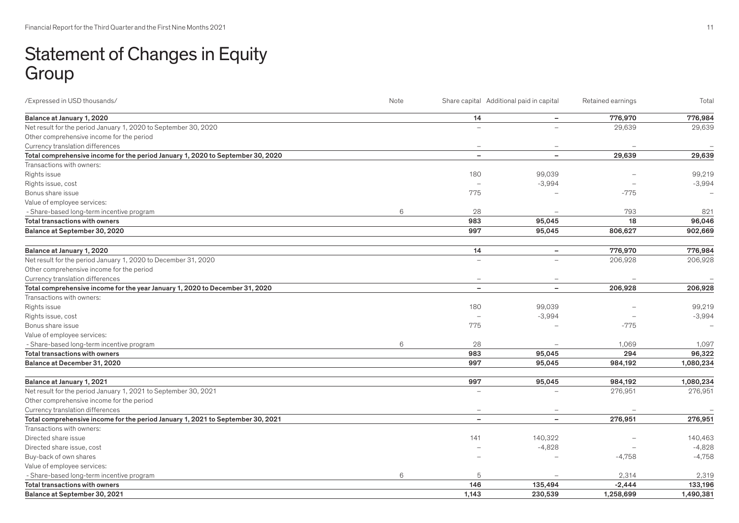# Statement of Changes in Equity Group

| /Expressed in USD thousands/ | Note | Share capital | Additional paid in capital | Retained earnings | Total |
|---|---|---|---|---|---|
| **Balance at January 1, 2020** | | **14** | **–** | **776,970** | **776,984** |
| Net result for the period January 1, 2020 to September 30, 2020 | | – | – | 29,639 | 29,639 |
| Other comprehensive income for the period | | | | | |
| Currency translation differences | | – | – | – | – |
| **Total comprehensive income for the period January 1, 2020 to September 30, 2020** | | **–** | **–** | **29,639** | **29,639** |
| Transactions with owners: | | | | | |
| Rights issue | | 180 | 99,039 | – | 99,219 |
| Rights issue, cost | | – | -3,994 | – | -3,994 |
| Bonus share issue | | 775 | – | -775 | – |
| Value of employee services: | | | | | |
| - Share-based long-term incentive program | 6 | 28 | – | 793 | 821 |
| **Total transactions with owners** | | **983** | **95,045** | **18** | **96,046** |
| **Balance at September 30, 2020** | | **997** | **95,045** | **806,627** | **902,669** |
| | | | | | |
| **Balance at January 1, 2020** | | **14** | **–** | **776,970** | **776,984** |
| Net result for the period January 1, 2020 to December 31, 2020 | | – | – | 206,928 | 206,928 |
| Other comprehensive income for the period | | | | | |
| Currency translation differences | | – | – | – | – |
| **Total comprehensive income for the year January 1, 2020 to December 31, 2020** | | **–** | **–** | **206,928** | **206,928** |
| Transactions with owners: | | | | | |
| Rights issue | | 180 | 99,039 | – | 99,219 |
| Rights issue, cost | | – | -3,994 | – | -3,994 |
| Bonus share issue | | 775 | – | -775 | – |
| Value of employee services: | | | | | |
| - Share-based long-term incentive program | 6 | 28 | – | 1,069 | 1,097 |
| **Total transactions with owners** | | **983** | **95,045** | **294** | **96,322** |
| **Balance at December 31, 2020** | | **997** | **95,045** | **984,192** | **1,080,234** |
| | | | | | |
| **Balance at January 1, 2021** | | **997** | **95,045** | **984,192** | **1,080,234** |
| Net result for the period January 1, 2021 to September 30, 2021 | | – | – | 276,951 | 276,951 |
| Other comprehensive income for the period | | | | | |
| Currency translation differences | | – | – | – | – |
| **Total comprehensive income for the period January 1, 2021 to September 30, 2021** | | **–** | **–** | **276,951** | **276,951** |
| Transactions with owners: | | | | | |
| Directed share issue | | 141 | 140,322 | – | 140,463 |
| Directed share issue, cost | | – | -4,828 | – | -4,828 |
| Buy-back of own shares | | – | – | -4,758 | -4,758 |
| Value of employee services: | | | | | |
| - Share-based long-term incentive program | 6 | 5 | – | 2,314 | 2,319 |
| **Total transactions with owners** | | **146** | **135,494** | **-2,444** | **133,196** |
| **Balance at September 30, 2021** | | **1,143** | **230,539** | **1,258,699** | **1,490,381** |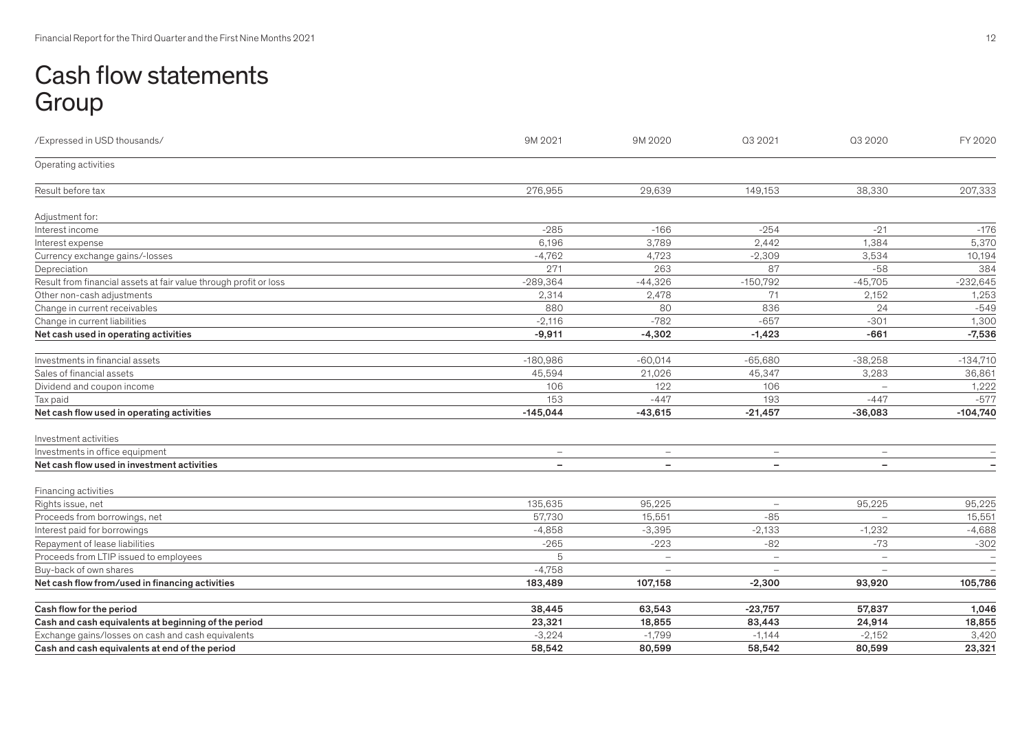# Cash flow statements Group

| /Expressed in USD thousands/ | 9M 2021 | 9M 2020 | Q3 2021 | Q3 2020 | FY 2020 |
|---|---|---|---|---|---|
| Operating activities | | | | | |
| Result before tax | 276,955 | 29,639 | 149,153 | 38,330 | 207,333 |
| Adjustment for: | | | | | |
| Interest income | -285 | -166 | -254 | -21 | -176 |
| Interest expense | 6,196 | 3,789 | 2,442 | 1,384 | 5,370 |
| Currency exchange gains/-losses | -4,762 | 4,723 | -2,309 | 3,534 | 10,194 |
| Depreciation | 271 | 263 | 87 | -58 | 384 |
| Result from financial assets at fair value through profit or loss | -289,364 | -44,326 | -150,792 | -45,705 | -232,645 |
| Other non-cash adjustments | 2,314 | 2,478 | 71 | 2,152 | 1,253 |
| Change in current receivables | 880 | 80 | 836 | 24 | -549 |
| Change in current liabilities | -2,116 | -782 | -657 | -301 | 1,300 |
| **Net cash used in operating activities** | **-9,911** | **-4,302** | **-1,423** | **-661** | **-7,536** |
| Investments in financial assets | -180,986 | -60,014 | -65,680 | -38,258 | -134,710 |
| Sales of financial assets | 45,594 | 21,026 | 45,347 | 3,283 | 36,861 |
| Dividend and coupon income | 106 | 122 | 106 | – | 1,222 |
| Tax paid | 153 | -447 | 193 | -447 | -577 |
| **Net cash flow used in operating activities** | **-145,044** | **-43,615** | **-21,457** | **-36,083** | **-104,740** |
| Investment activities | | | | | |
| Investments in office equipment | – | – | – | – | – |
| **Net cash flow used in investment activities** | **–** | **–** | **–** | **–** | **–** |
| Financing activities | | | | | |
| Rights issue, net | 135,635 | 95,225 | – | 95,225 | 95,225 |
| Proceeds from borrowings, net | 57,730 | 15,551 | -85 | – | 15,551 |
| Interest paid for borrowings | -4,858 | -3,395 | -2,133 | -1,232 | -4,688 |
| Repayment of lease liabilities | -265 | -223 | -82 | -73 | -302 |
| Proceeds from LTIP issued to employees | 5 | – | – | – | – |
| Buy-back of own shares | -4,758 | – | – | – | – |
| **Net cash flow from/used in financing activities** | **183,489** | **107,158** | **-2,300** | **93,920** | **105,786** |
| **Cash flow for the period** | **38,445** | **63,543** | **-23,757** | **57,837** | **1,046** |
| **Cash and cash equivalents at beginning of the period** | **23,321** | **18,855** | **83,443** | **24,914** | **18,855** |
| Exchange gains/losses on cash and cash equivalents | -3,224 | -1,799 | -1,144 | -2,152 | 3,420 |
| **Cash and cash equivalents at end of the period** | **58,542** | **80,599** | **58,542** | **80,599** | **23,321** |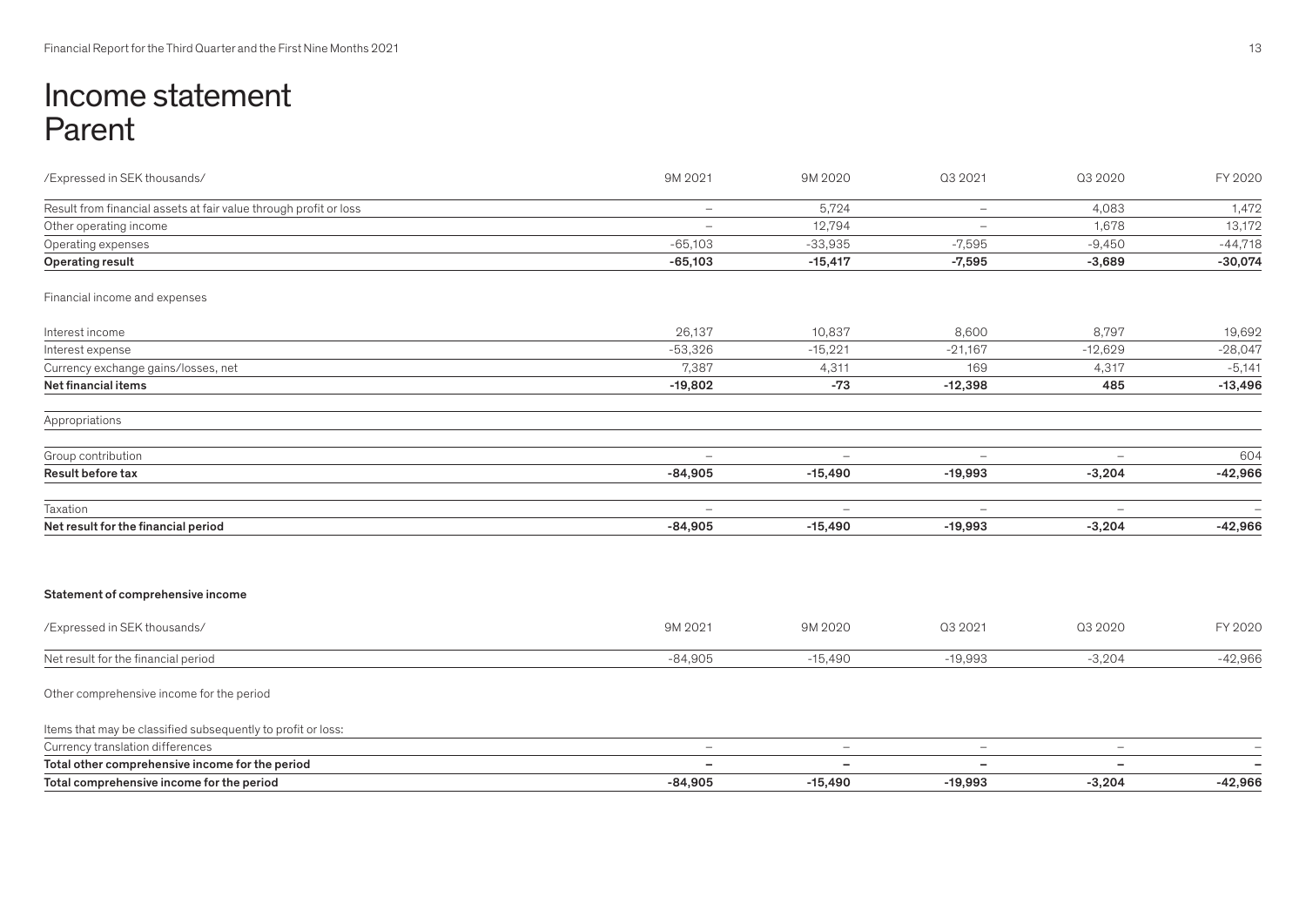# Income statement Parent

| /Expressed in SEK thousands/ | 9M 2021 | 9M 2020 | Q3 2021 | Q3 2020 | FY 2020 |
|---|---|---|---|---|---|
| Result from financial assets at fair value through profit or loss | – | 5,724 | – | 4,083 | 1,472 |
| Other operating income | – | 12,794 | – | 1,678 | 13,172 |
| Operating expenses | -65,103 | -33,935 | -7,595 | -9,450 | -44,718 |
| **Operating result** | **-65,103** | **-15,417** | **-7,595** | **-3,689** | **-30,074** |
| Financial income and expenses | | | | | |
| Interest income | 26,137 | 10,837 | 8,600 | 8,797 | 19,692 |
| Interest expense | -53,326 | -15,221 | -21,167 | -12,629 | -28,047 |
| Currency exchange gains/losses, net | 7,387 | 4,311 | 169 | 4,317 | -5,141 |
| **Net financial items** | **-19,802** | **-73** | **-12,398** | **485** | **-13,496** |
| Appropriations | | | | | |
| Group contribution | – | – | – | – | 604 |
| **Result before tax** | **-84,905** | **-15,490** | **-19,993** | **-3,204** | **-42,966** |
| Taxation | – | – | – | – | – |
| **Net result for the financial period** | **-84,905** | **-15,490** | **-19,993** | **-3,204** | **-42,966** |

**Statement of comprehensive income**

| /Expressed in SEK thousands/ | 9M 2021 | 9M 2020 | Q3 2021 | Q3 2020 | FY 2020 |
|---|---|---|---|---|---|
| Net result for the financial period | -84,905 | -15,490 | -19,993 | -3,204 | -42,966 |
| Other comprehensive income for the period | | | | | |
| Items that may be classified subsequently to profit or loss: | | | | | |
| Currency translation differences | – | – | – | – | – |
| **Total other comprehensive income for the period** | **–** | **–** | **–** | **–** | **–** |
| **Total comprehensive income for the period** | **-84,905** | **-15,490** | **-19,993** | **-3,204** | **-42,966** |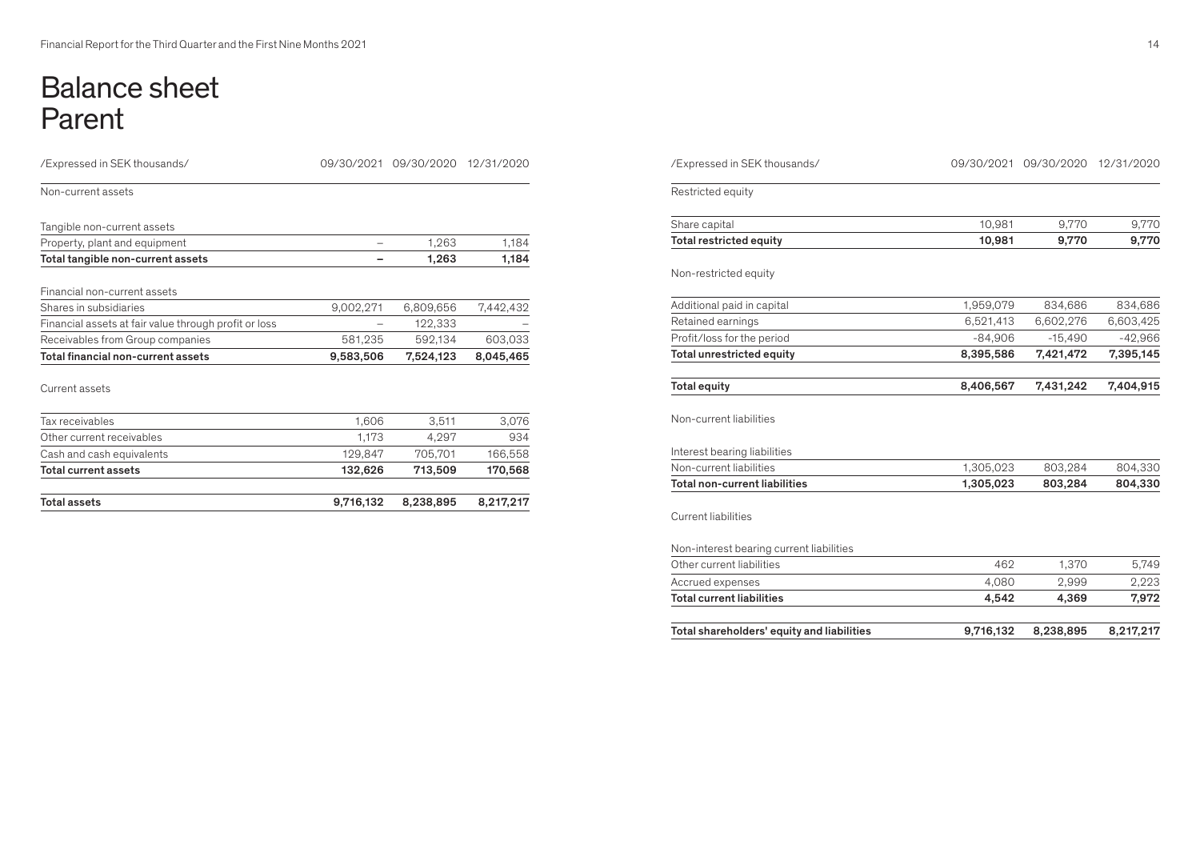# Balance sheet Parent

| /Expressed in SEK thousands/ | 09/30/2021 | 09/30/2020 | 12/31/2020 |
|---|---|---|---|
| Non-current assets | | | |
| Tangible non-current assets | | | |
| Property, plant and equipment | – | 1,263 | 1,184 |
| **Total tangible non-current assets** | **–** | **1,263** | **1,184** |
| Financial non-current assets | | | |
| Shares in subsidiaries | 9,002,271 | 6,809,656 | 7,442,432 |
| Financial assets at fair value through profit or loss | – | 122,333 | – |
| Receivables from Group companies | 581,235 | 592,134 | 603,033 |
| **Total financial non-current assets** | **9,583,506** | **7,524,123** | **8,045,465** |
| Current assets | | | |
| Tax receivables | 1,606 | 3,511 | 3,076 |
| Other current receivables | 1,173 | 4,297 | 934 |
| Cash and cash equivalents | 129,847 | 705,701 | 166,558 |
| **Total current assets** | **132,626** | **713,509** | **170,568** |
| **Total assets** | **9,716,132** | **8,238,895** | **8,217,217** |

| /Expressed in SEK thousands/ | 09/30/2021 | 09/30/2020 | 12/31/2020 |
|---|---|---|---|
| Restricted equity | | | |
| Share capital | 10,981 | 9,770 | 9,770 |
| **Total restricted equity** | **10,981** | **9,770** | **9,770** |
| Non-restricted equity | | | |
| Additional paid in capital | 1,959,079 | 834,686 | 834,686 |
| Retained earnings | 6,521,413 | 6,602,276 | 6,603,425 |
| Profit/loss for the period | -84,906 | -15,490 | -42,966 |
| **Total unrestricted equity** | **8,395,586** | **7,421,472** | **7,395,145** |
| **Total equity** | **8,406,567** | **7,431,242** | **7,404,915** |
| Non-current liabilities | | | |
| Interest bearing liabilities | | | |
| Non-current liabilities | 1,305,023 | 803,284 | 804,330 |
| **Total non-current liabilities** | **1,305,023** | **803,284** | **804,330** |
| Current liabilities | | | |
| Non-interest bearing current liabilities | | | |
| Other current liabilities | 462 | 1,370 | 5,749 |
| Accrued expenses | 4,080 | 2,999 | 2,223 |
| **Total current liabilities** | **4,542** | **4,369** | **7,972** |
| **Total shareholders' equity and liabilities** | **9,716,132** | **8,238,895** | **8,217,217** |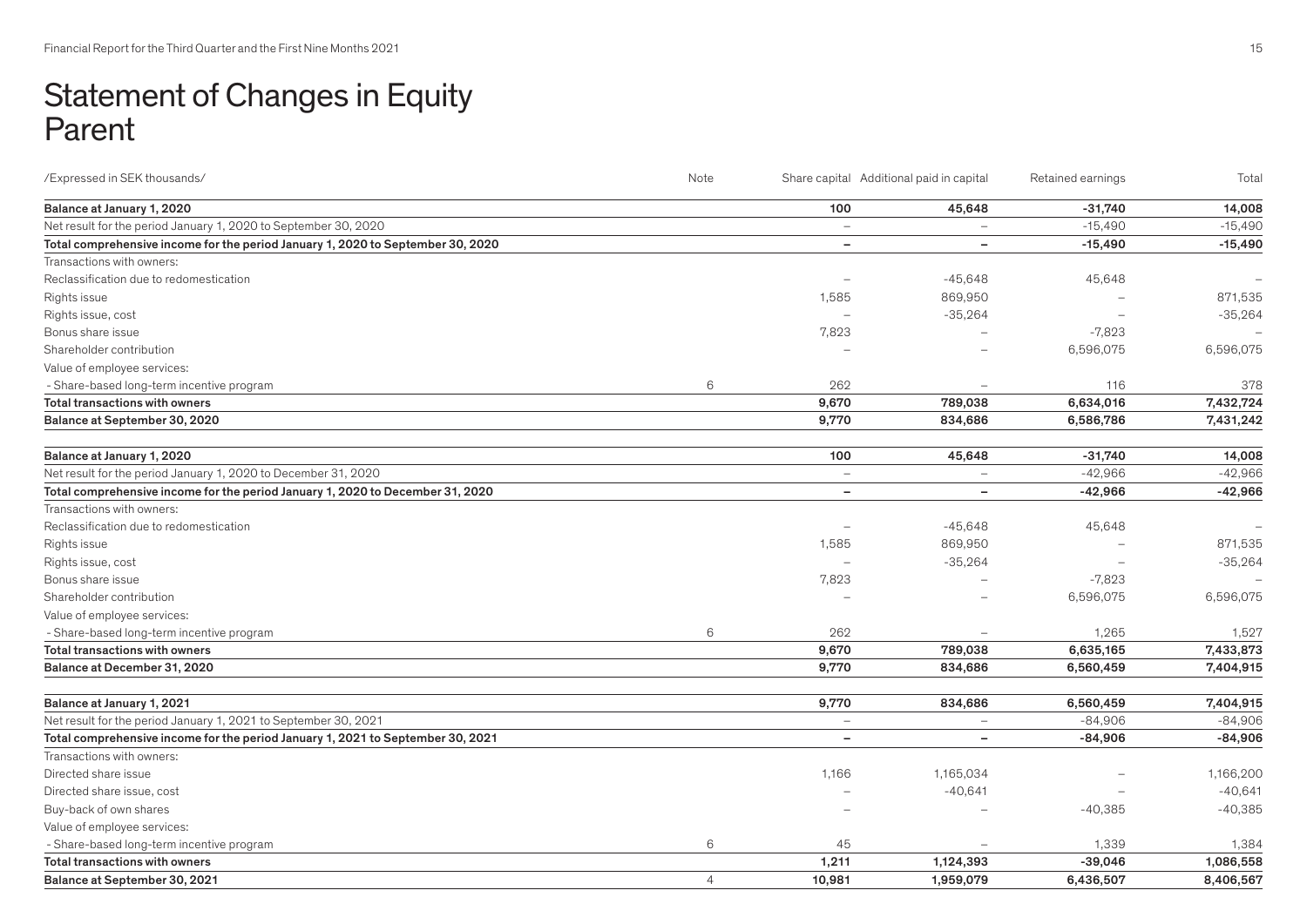# Statement of Changes in Equity Parent

| /Expressed in SEK thousands/ | Note | Share capital | Additional paid in capital | Retained earnings | Total |
|---|---|---|---|---|---|
| **Balance at January 1, 2020** | | **100** | **45,648** | **-31,740** | **14,008** |
| Net result for the period January 1, 2020 to September 30, 2020 | | – | – | -15,490 | -15,490 |
| **Total comprehensive income for the period January 1, 2020 to September 30, 2020** | | **–** | **–** | **-15,490** | **-15,490** |
| Transactions with owners: | | | | | |
| Reclassification due to redomestication | | – | -45,648 | 45,648 | – |
| Rights issue | | 1,585 | 869,950 | – | 871,535 |
| Rights issue, cost | | – | -35,264 | – | -35,264 |
| Bonus share issue | | 7,823 | – | -7,823 | – |
| Shareholder contribution | | – | – | 6,596,075 | 6,596,075 |
| Value of employee services: | | | | | |
| - Share-based long-term incentive program | 6 | 262 | – | 116 | 378 |
| **Total transactions with owners** | | **9,670** | **789,038** | **6,634,016** | **7,432,724** |
| **Balance at September 30, 2020** | | **9,770** | **834,686** | **6,586,786** | **7,431,242** |
| | | | | | |
| **Balance at January 1, 2020** | | **100** | **45,648** | **-31,740** | **14,008** |
| Net result for the period January 1, 2020 to December 31, 2020 | | – | – | -42,966 | -42,966 |
| **Total comprehensive income for the period January 1, 2020 to December 31, 2020** | | **–** | **–** | **-42,966** | **-42,966** |
| Transactions with owners: | | | | | |
| Reclassification due to redomestication | | – | -45,648 | 45,648 | – |
| Rights issue | | 1,585 | 869,950 | – | 871,535 |
| Rights issue, cost | | – | -35,264 | – | -35,264 |
| Bonus share issue | | 7,823 | – | -7,823 | – |
| Shareholder contribution | | – | – | 6,596,075 | 6,596,075 |
| Value of employee services: | | | | | |
| - Share-based long-term incentive program | 6 | 262 | – | 1,265 | 1,527 |
| **Total transactions with owners** | | **9,670** | **789,038** | **6,635,165** | **7,433,873** |
| **Balance at December 31, 2020** | | **9,770** | **834,686** | **6,560,459** | **7,404,915** |
| | | | | | |
| **Balance at January 1, 2021** | | **9,770** | **834,686** | **6,560,459** | **7,404,915** |
| Net result for the period January 1, 2021 to September 30, 2021 | | – | – | -84,906 | -84,906 |
| **Total comprehensive income for the period January 1, 2021 to September 30, 2021** | | **–** | **–** | **-84,906** | **-84,906** |
| Transactions with owners: | | | | | |
| Directed share issue | | 1,166 | 1,165,034 | – | 1,166,200 |
| Directed share issue, cost | | – | -40,641 | – | -40,641 |
| Buy-back of own shares | | – | – | -40,385 | -40,385 |
| Value of employee services: | | | | | |
| - Share-based long-term incentive program | 6 | 45 | – | 1,339 | 1,384 |
| **Total transactions with owners** | | **1,211** | **1,124,393** | **-39,046** | **1,086,558** |
| **Balance at September 30, 2021** | 4 | **10,981** | **1,959,079** | **6,436,507** | **8,406,567** |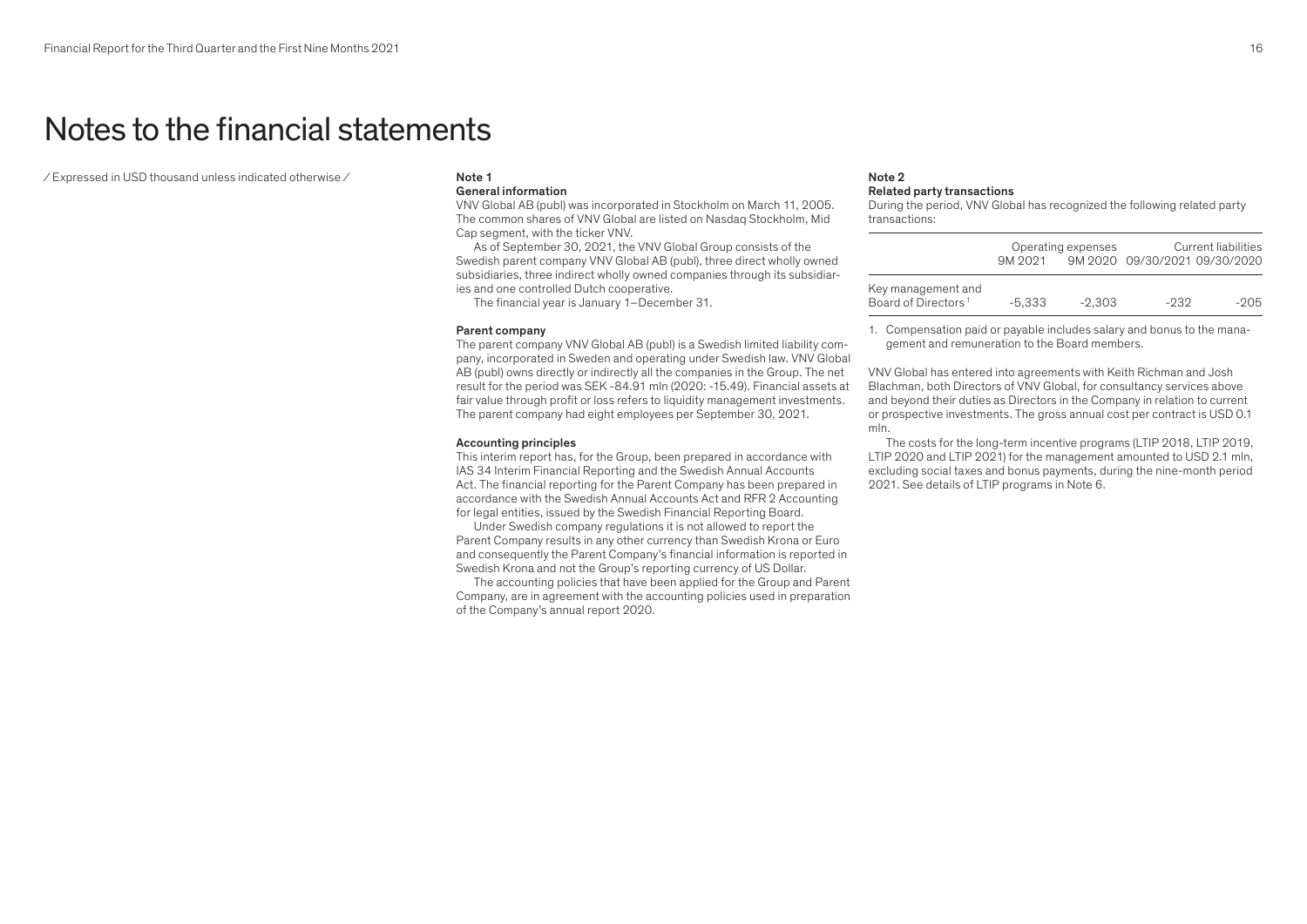# Notes to the financial statements

/ Expressed in USD thousand unless indicated otherwise /

### Note 1

**General information**

VNV Global AB (publ) was incorporated in Stockholm on March 11, 2005. The common shares of VNV Global are listed on Nasdaq Stockholm, Mid Cap segment, with the ticker VNV.

As of September 30, 2021, the VNV Global Group consists of the Swedish parent company VNV Global AB (publ), three direct wholly owned subsidiaries, three indirect wholly owned companies through its subsidiaries and one controlled Dutch cooperative.

The financial year is January 1–December 31.

**Parent company**

The parent company VNV Global AB (publ) is a Swedish limited liability company, incorporated in Sweden and operating under Swedish law. VNV Global AB (publ) owns directly or indirectly all the companies in the Group. The net result for the period was SEK -84.91 mln (2020: -15.49). Financial assets at fair value through profit or loss refers to liquidity management investments. The parent company had eight employees per September 30, 2021.

**Accounting principles**

This interim report has, for the Group, been prepared in accordance with IAS 34 Interim Financial Reporting and the Swedish Annual Accounts Act. The financial reporting for the Parent Company has been prepared in accordance with the Swedish Annual Accounts Act and RFR 2 Accounting for legal entities, issued by the Swedish Financial Reporting Board.

Under Swedish company regulations it is not allowed to report the Parent Company results in any other currency than Swedish Krona or Euro and consequently the Parent Company's financial information is reported in Swedish Krona and not the Group's reporting currency of US Dollar.

The accounting policies that have been applied for the Group and Parent Company, are in agreement with the accounting policies used in preparation of the Company's annual report 2020.

### Note 2

**Related party transactions**

During the period, VNV Global has recognized the following related party transactions:

| | Operating expenses | | Current liabilities | |
|---|---|---|---|---|
| | 9M 2021 | 9M 2020 | 09/30/2021 | 09/30/2020 |
| Key management and Board of Directors[1] | -5,333 | -2,303 | -232 | -205 |

1. Compensation paid or payable includes salary and bonus to the management and remuneration to the Board members.

VNV Global has entered into agreements with Keith Richman and Josh Blachman, both Directors of VNV Global, for consultancy services above and beyond their duties as Directors in the Company in relation to current or prospective investments. The gross annual cost per contract is USD 0.1 mln.

The costs for the long-term incentive programs (LTIP 2018, LTIP 2019, LTIP 2020 and LTIP 2021) for the management amounted to USD 2.1 mln, excluding social taxes and bonus payments, during the nine-month period 2021. See details of LTIP programs in Note 6.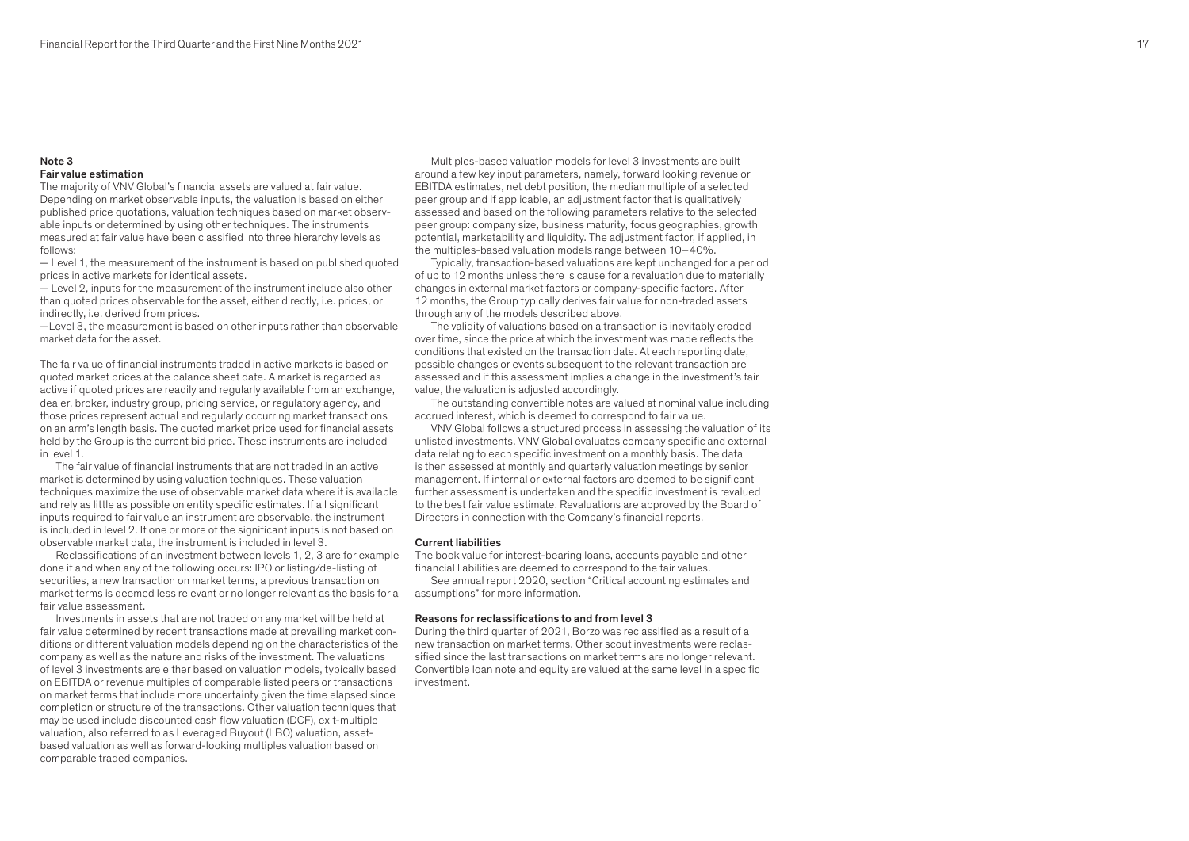## Note 3

### Fair value estimation

The majority of VNV Global's financial assets are valued at fair value. Depending on market observable inputs, the valuation is based on either published price quotations, valuation techniques based on market observable inputs or determined by using other techniques. The instruments measured at fair value have been classified into three hierarchy levels as follows:

— Level 1, the measurement of the instrument is based on published quoted prices in active markets for identical assets.

— Level 2, inputs for the measurement of the instrument include also other than quoted prices observable for the asset, either directly, i.e. prices, or indirectly, i.e. derived from prices.

—Level 3, the measurement is based on other inputs rather than observable market data for the asset.

The fair value of financial instruments traded in active markets is based on quoted market prices at the balance sheet date. A market is regarded as active if quoted prices are readily and regularly available from an exchange, dealer, broker, industry group, pricing service, or regulatory agency, and those prices represent actual and regularly occurring market transactions on an arm's length basis. The quoted market price used for financial assets held by the Group is the current bid price. These instruments are included in level 1.

The fair value of financial instruments that are not traded in an active market is determined by using valuation techniques. These valuation techniques maximize the use of observable market data where it is available and rely as little as possible on entity specific estimates. If all significant inputs required to fair value an instrument are observable, the instrument is included in level 2. If one or more of the significant inputs is not based on observable market data, the instrument is included in level 3.

Reclassifications of an investment between levels 1, 2, 3 are for example done if and when any of the following occurs: IPO or listing/de-listing of securities, a new transaction on market terms, a previous transaction on market terms is deemed less relevant or no longer relevant as the basis for a fair value assessment.

Investments in assets that are not traded on any market will be held at fair value determined by recent transactions made at prevailing market conditions or different valuation models depending on the characteristics of the company as well as the nature and risks of the investment. The valuations of level 3 investments are either based on valuation models, typically based on EBITDA or revenue multiples of comparable listed peers or transactions on market terms that include more uncertainty given the time elapsed since completion or structure of the transactions. Other valuation techniques that may be used include discounted cash flow valuation (DCF), exit-multiple valuation, also referred to as Leveraged Buyout (LBO) valuation, asset-based valuation as well as forward-looking multiples valuation based on comparable traded companies.

Multiples-based valuation models for level 3 investments are built around a few key input parameters, namely, forward looking revenue or EBITDA estimates, net debt position, the median multiple of a selected peer group and if applicable, an adjustment factor that is qualitatively assessed and based on the following parameters relative to the selected peer group: company size, business maturity, focus geographies, growth potential, marketability and liquidity. The adjustment factor, if applied, in the multiples-based valuation models range between 10–40%.

Typically, transaction-based valuations are kept unchanged for a period of up to 12 months unless there is cause for a revaluation due to materially changes in external market factors or company-specific factors. After 12 months, the Group typically derives fair value for non-traded assets through any of the models described above.

The validity of valuations based on a transaction is inevitably eroded over time, since the price at which the investment was made reflects the conditions that existed on the transaction date. At each reporting date, possible changes or events subsequent to the relevant transaction are assessed and if this assessment implies a change in the investment's fair value, the valuation is adjusted accordingly.

The outstanding convertible notes are valued at nominal value including accrued interest, which is deemed to correspond to fair value.

VNV Global follows a structured process in assessing the valuation of its unlisted investments. VNV Global evaluates company specific and external data relating to each specific investment on a monthly basis. The data is then assessed at monthly and quarterly valuation meetings by senior management. If internal or external factors are deemed to be significant further assessment is undertaken and the specific investment is revalued to the best fair value estimate. Revaluations are approved by the Board of Directors in connection with the Company's financial reports.

### Current liabilities

The book value for interest-bearing loans, accounts payable and other financial liabilities are deemed to correspond to the fair values.

See annual report 2020, section "Critical accounting estimates and assumptions" for more information.

### Reasons for reclassifications to and from level 3

During the third quarter of 2021, Borzo was reclassified as a result of a new transaction on market terms. Other scout investments were reclassified since the last transactions on market terms are no longer relevant. Convertible loan note and equity are valued at the same level in a specific investment.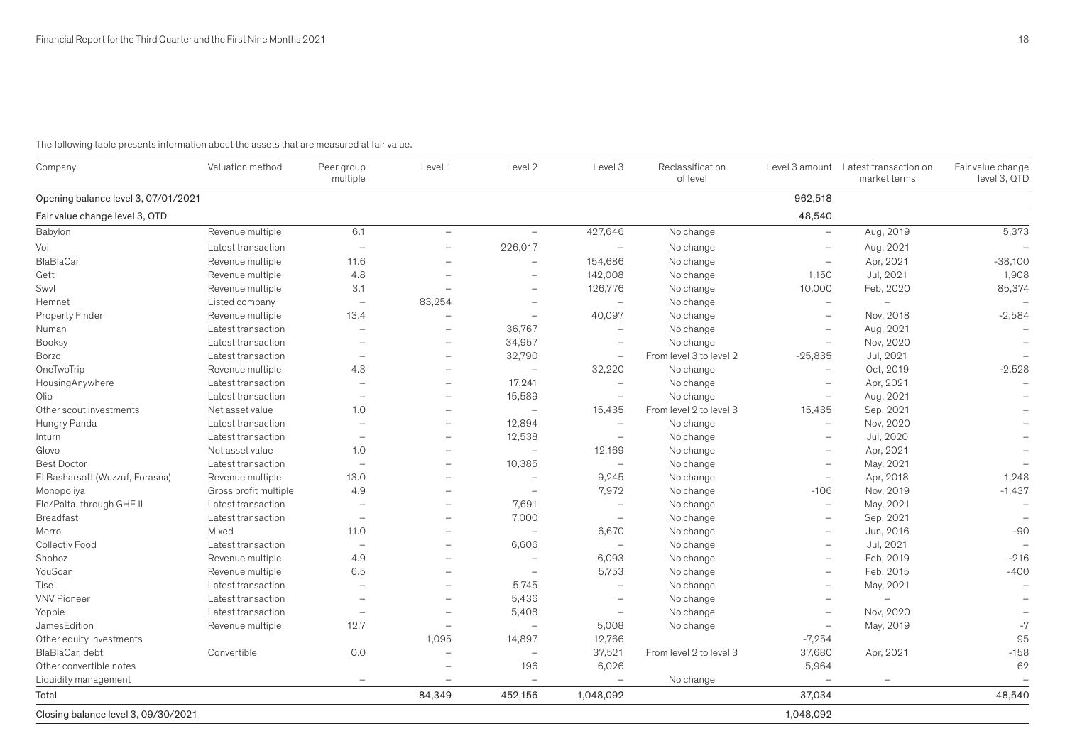The following table presents information about the assets that are measured at fair value.

| Company | Valuation method | Peer group multiple | Level 1 | Level 2 | Level 3 | Reclassification of level | Level 3 amount | Latest transaction on market terms | Fair value change level 3, QTD |
|---|---|---|---|---|---|---|---|---|---|
| Opening balance level 3, 07/01/2021 | | | | | | | 962,518 | | |
| Fair value change level 3, QTD | | | | | | | 48,540 | | |
| Babylon | Revenue multiple | 6.1 | – | – | 427,646 | No change | – | Aug, 2019 | 5,373 |
| Voi | Latest transaction | – | – | 226,017 | – | No change | – | Aug, 2021 | – |
| BlaBlaCar | Revenue multiple | 11.6 | – | – | 154,686 | No change | – | Apr, 2021 | -38,100 |
| Gett | Revenue multiple | 4.8 | – | – | 142,008 | No change | 1,150 | Jul, 2021 | 1,908 |
| Swvl | Revenue multiple | 3.1 | – | – | 126,776 | No change | 10,000 | Feb, 2020 | 85,374 |
| Hemnet | Listed company | – | 83,254 | – | – | No change | – | – | – |
| Property Finder | Revenue multiple | 13.4 | – | – | 40,097 | No change | – | Nov, 2018 | -2,584 |
| Numan | Latest transaction | – | – | 36,767 | – | No change | – | Aug, 2021 | – |
| Booksy | Latest transaction | – | – | 34,957 | – | No change | – | Nov, 2020 | – |
| Borzo | Latest transaction | – | – | 32,790 | – | From level 3 to level 2 | -25,835 | Jul, 2021 | – |
| OneTwoTrip | Revenue multiple | 4.3 | – | – | 32,220 | No change | – | Oct, 2019 | -2,528 |
| HousingAnywhere | Latest transaction | – | – | 17,241 | – | No change | – | Apr, 2021 | – |
| Olio | Latest transaction | – | – | 15,589 | – | No change | – | Aug, 2021 | – |
| Other scout investments | Net asset value | 1.0 | – | – | 15,435 | From level 2 to level 3 | 15,435 | Sep, 2021 | – |
| Hungry Panda | Latest transaction | – | – | 12,894 | – | No change | – | Nov, 2020 | – |
| Inturn | Latest transaction | – | – | 12,538 | – | No change | – | Jul, 2020 | – |
| Glovo | Net asset value | 1.0 | – | – | 12,169 | No change | – | Apr, 2021 | – |
| Best Doctor | Latest transaction | – | – | 10,385 | – | No change | – | May, 2021 | – |
| El Basharsoft (Wuzzuf, Forasna) | Revenue multiple | 13.0 | – | – | 9,245 | No change | – | Apr, 2018 | 1,248 |
| Monopoliya | Gross profit multiple | 4.9 | – | – | 7,972 | No change | -106 | Nov, 2019 | -1,437 |
| Flo/Palta, through GHE II | Latest transaction | – | – | 7,691 | – | No change | – | May, 2021 | – |
| Breadfast | Latest transaction | – | – | 7,000 | – | No change | – | Sep, 2021 | – |
| Merro | Mixed | 11.0 | – | – | 6,670 | No change | – | Jun, 2016 | -90 |
| Collectiv Food | Latest transaction | – | – | 6,606 | – | No change | – | Jul, 2021 | – |
| Shohoz | Revenue multiple | 4.9 | – | – | 6,093 | No change | – | Feb, 2019 | -216 |
| YouScan | Revenue multiple | 6.5 | – | – | 5,753 | No change | – | Feb, 2015 | -400 |
| Tise | Latest transaction | – | – | 5,745 | – | No change | – | May, 2021 | – |
| VNV Pioneer | Latest transaction | – | – | 5,436 | – | No change | – | – | – |
| Yoppie | Latest transaction | – | – | 5,408 | – | No change | – | Nov, 2020 | – |
| JamesEdition | Revenue multiple | 12.7 | – | – | 5,008 | No change | – | May, 2019 | -7 |
| Other equity investments | | | 1,095 | 14,897 | 12,766 | | -7,254 | | 95 |
| BlaBlaCar, debt | Convertible | 0.0 | – | – | 37,521 | From level 2 to level 3 | 37,680 | Apr, 2021 | -158 |
| Other convertible notes | | | – | 196 | 6,026 | | 5,964 | | 62 |
| Liquidity management | | – | – | – | – | No change | – | – | – |
| Total | | | 84,349 | 452,156 | 1,048,092 | | 37,034 | | 48,540 |
| Closing balance level 3, 09/30/2021 | | | | | | | 1,048,092 | | |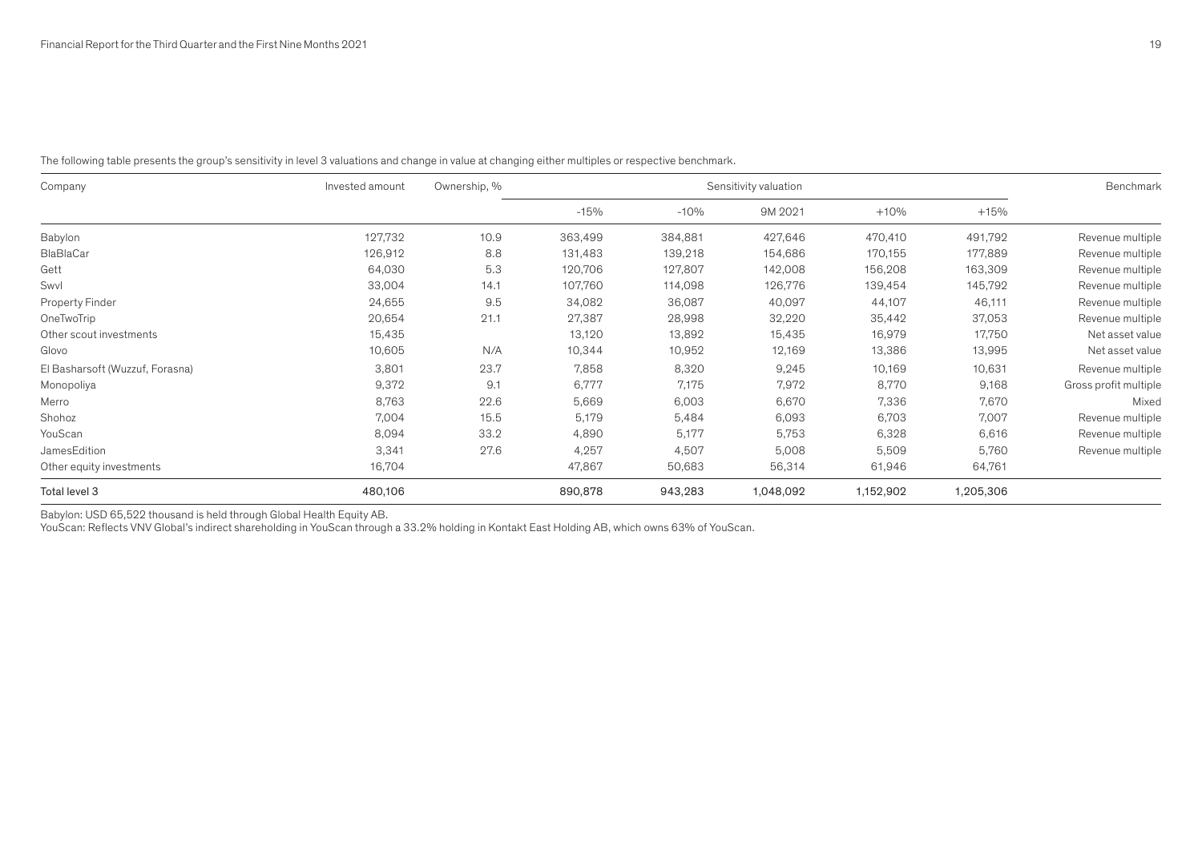The following table presents the group's sensitivity in level 3 valuations and change in value at changing either multiples or respective benchmark.

| Company | Invested amount | Ownership, % | Sensitivity valuation | | | | | Benchmark |
|---|---|---|---|---|---|---|---|---|
| | | | -15% | -10% | 9M 2021 | +10% | +15% | |
| Babylon | 127,732 | 10.9 | 363,499 | 384,881 | 427,646 | 470,410 | 491,792 | Revenue multiple |
| BlaBlaCar | 126,912 | 8.8 | 131,483 | 139,218 | 154,686 | 170,155 | 177,889 | Revenue multiple |
| Gett | 64,030 | 5.3 | 120,706 | 127,807 | 142,008 | 156,208 | 163,309 | Revenue multiple |
| Swvl | 33,004 | 14.1 | 107,760 | 114,098 | 126,776 | 139,454 | 145,792 | Revenue multiple |
| Property Finder | 24,655 | 9.5 | 34,082 | 36,087 | 40,097 | 44,107 | 46,111 | Revenue multiple |
| OneTwoTrip | 20,654 | 21.1 | 27,387 | 28,998 | 32,220 | 35,442 | 37,053 | Revenue multiple |
| Other scout investments | 15,435 | | 13,120 | 13,892 | 15,435 | 16,979 | 17,750 | Net asset value |
| Glovo | 10,605 | N/A | 10,344 | 10,952 | 12,169 | 13,386 | 13,995 | Net asset value |
| El Basharsoft (Wuzzuf, Forasna) | 3,801 | 23.7 | 7,858 | 8,320 | 9,245 | 10,169 | 10,631 | Revenue multiple |
| Monopoliya | 9,372 | 9.1 | 6,777 | 7,175 | 7,972 | 8,770 | 9,168 | Gross profit multiple |
| Merro | 8,763 | 22.6 | 5,669 | 6,003 | 6,670 | 7,336 | 7,670 | Mixed |
| Shohoz | 7,004 | 15.5 | 5,179 | 5,484 | 6,093 | 6,703 | 7,007 | Revenue multiple |
| YouScan | 8,094 | 33.2 | 4,890 | 5,177 | 5,753 | 6,328 | 6,616 | Revenue multiple |
| JamesEdition | 3,341 | 27.6 | 4,257 | 4,507 | 5,008 | 5,509 | 5,760 | Revenue multiple |
| Other equity investments | 16,704 | | 47,867 | 50,683 | 56,314 | 61,946 | 64,761 | |
| Total level 3 | 480,106 | | 890,878 | 943,283 | 1,048,092 | 1,152,902 | 1,205,306 | |

Babylon: USD 65,522 thousand is held through Global Health Equity AB.
YouScan: Reflects VNV Global's indirect shareholding in YouScan through a 33.2% holding in Kontakt East Holding AB, which owns 63% of YouScan.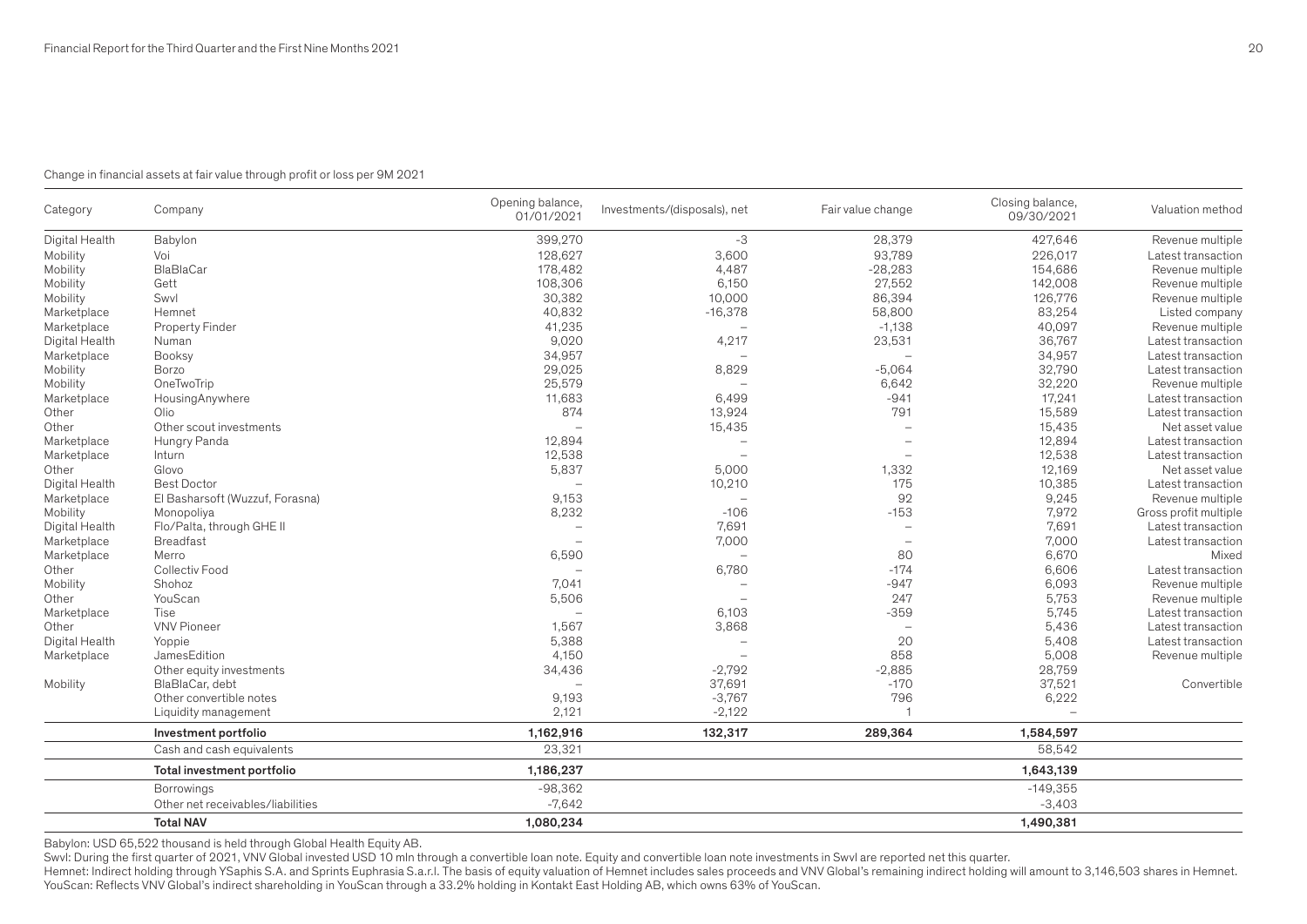Change in financial assets at fair value through profit or loss per 9M 2021

| Category | Company | Opening balance, 01/01/2021 | Investments/(disposals), net | Fair value change | Closing balance, 09/30/2021 | Valuation method |
|---|---|---|---|---|---|---|
| Digital Health | Babylon | 399,270 | -3 | 28,379 | 427,646 | Revenue multiple |
| Mobility | Voi | 128,627 | 3,600 | 93,789 | 226,017 | Latest transaction |
| Mobility | BlaBlaCar | 178,482 | 4,487 | -28,283 | 154,686 | Revenue multiple |
| Mobility | Gett | 108,306 | 6,150 | 27,552 | 142,008 | Revenue multiple |
| Mobility | Swvl | 30,382 | 10,000 | 86,394 | 126,776 | Revenue multiple |
| Marketplace | Hemnet | 40,832 | -16,378 | 58,800 | 83,254 | Listed company |
| Marketplace | Property Finder | 41,235 | – | -1,138 | 40,097 | Revenue multiple |
| Digital Health | Numan | 9,020 | 4,217 | 23,531 | 36,767 | Latest transaction |
| Marketplace | Booksy | 34,957 | – | – | 34,957 | Latest transaction |
| Mobility | Borzo | 29,025 | 8,829 | -5,064 | 32,790 | Latest transaction |
| Mobility | OneTwoTrip | 25,579 | – | 6,642 | 32,220 | Revenue multiple |
| Marketplace | HousingAnywhere | 11,683 | 6,499 | -941 | 17,241 | Latest transaction |
| Other | Olio | 874 | 13,924 | 791 | 15,589 | Latest transaction |
| Other | Other scout investments | – | 15,435 | – | 15,435 | Net asset value |
| Marketplace | Hungry Panda | 12,894 | – | – | 12,894 | Latest transaction |
| Marketplace | Inturn | 12,538 | – | – | 12,538 | Latest transaction |
| Other | Glovo | 5,837 | 5,000 | 1,332 | 12,169 | Net asset value |
| Digital Health | Best Doctor | – | 10,210 | 175 | 10,385 | Latest transaction |
| Marketplace | El Basharsoft (Wuzzuf, Forasna) | 9,153 | – | 92 | 9,245 | Revenue multiple |
| Mobility | Monopoliya | 8,232 | -106 | -153 | 7,972 | Gross profit multiple |
| Digital Health | Flo/Palta, through GHE II | – | 7,691 | – | 7,691 | Latest transaction |
| Marketplace | Breadfast | – | 7,000 | – | 7,000 | Latest transaction |
| Marketplace | Merro | 6,590 | – | 80 | 6,670 | Mixed |
| Other | Collectiv Food | – | 6,780 | -174 | 6,606 | Latest transaction |
| Mobility | Shohoz | 7,041 | – | -947 | 6,093 | Revenue multiple |
| Other | YouScan | 5,506 | – | 247 | 5,753 | Revenue multiple |
| Marketplace | Tise | – | 6,103 | -359 | 5,745 | Latest transaction |
| Other | VNV Pioneer | 1,567 | 3,868 | – | 5,436 | Latest transaction |
| Digital Health | Yoppie | 5,388 | – | 20 | 5,408 | Latest transaction |
| Marketplace | JamesEdition | 4,150 | – | 858 | 5,008 | Revenue multiple |
| | Other equity investments | 34,436 | -2,792 | -2,885 | 28,759 | |
| Mobility | BlaBlaCar, debt | – | 37,691 | -170 | 37,521 | Convertible |
| | Other convertible notes | 9,193 | -3,767 | 796 | 6,222 | |
| | Liquidity management | 2,121 | -2,122 | 1 | – | |
| | **Investment portfolio** | **1,162,916** | **132,317** | **289,364** | **1,584,597** | |
| | Cash and cash equivalents | 23,321 | | | 58,542 | |
| | **Total investment portfolio** | **1,186,237** | | | **1,643,139** | |
| | Borrowings | -98,362 | | | -149,355 | |
| | Other net receivables/liabilities | -7,642 | | | -3,403 | |
| | **Total NAV** | **1,080,234** | | | **1,490,381** | |

Babylon: USD 65,522 thousand is held through Global Health Equity AB.

Swvl: During the first quarter of 2021, VNV Global invested USD 10 mln through a convertible loan note. Equity and convertible loan note investments in Swvl are reported net this quarter.

Hemnet: Indirect holding through YSaphis S.A. and Sprints Euphrasia S.a.r.l. The basis of equity valuation of Hemnet includes sales proceeds and VNV Global's remaining indirect holding will amount to 3,146,503 shares in Hemnet.

YouScan: Reflects VNV Global's indirect shareholding in YouScan through a 33.2% holding in Kontakt East Holding AB, which owns 63% of YouScan.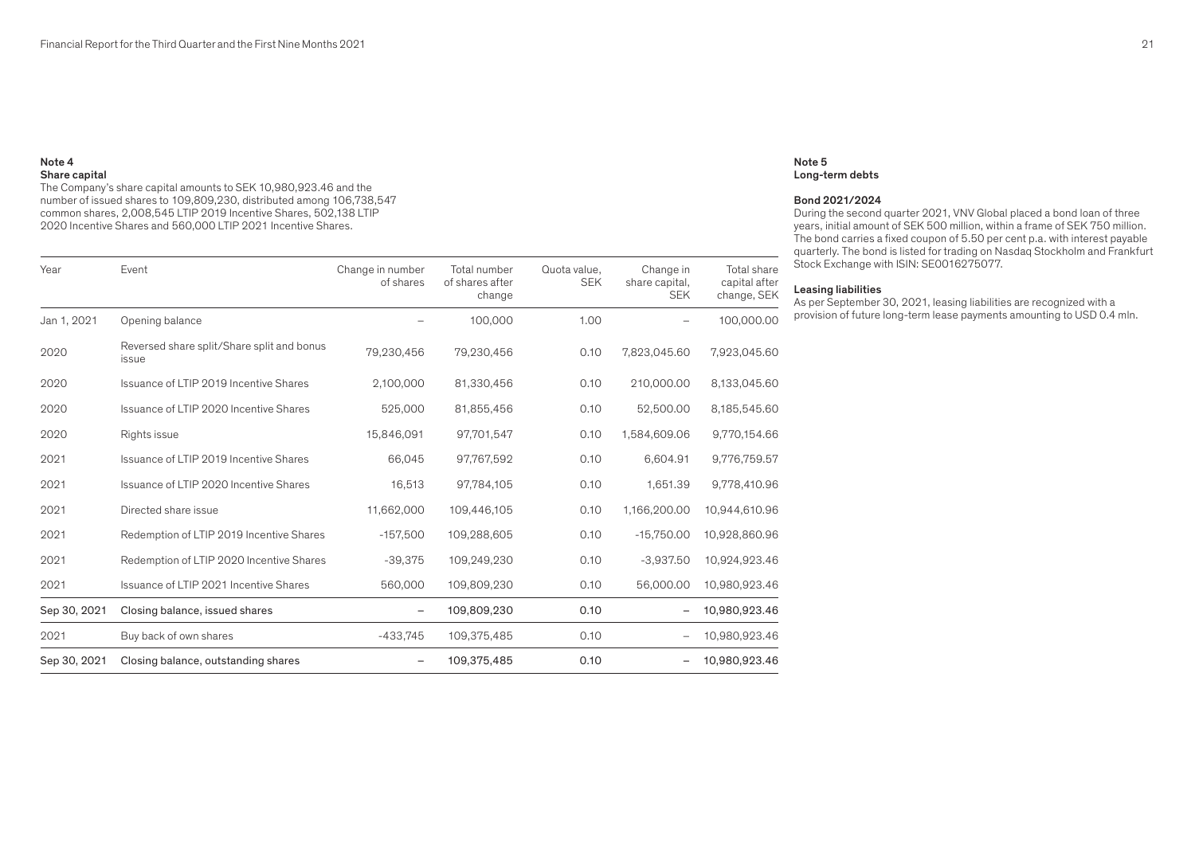## Note 4
### Share capital

The Company's share capital amounts to SEK 10,980,923.46 and the number of issued shares to 109,809,230, distributed among 106,738,547 common shares, 2,008,545 LTIP 2019 Incentive Shares, 502,138 LTIP 2020 Incentive Shares and 560,000 LTIP 2021 Incentive Shares.

| Year | Event | Change in number of shares | Total number of shares after change | Quota value, SEK | Change in share capital, SEK | Total share capital after change, SEK |
|---|---|---|---|---|---|---|
| Jan 1, 2021 | Opening balance | – | 100,000 | 1.00 | – | 100,000.00 |
| 2020 | Reversed share split/Share split and bonus issue | 79,230,456 | 79,230,456 | 0.10 | 7,823,045.60 | 7,923,045.60 |
| 2020 | Issuance of LTIP 2019 Incentive Shares | 2,100,000 | 81,330,456 | 0.10 | 210,000.00 | 8,133,045.60 |
| 2020 | Issuance of LTIP 2020 Incentive Shares | 525,000 | 81,855,456 | 0.10 | 52,500.00 | 8,185,545.60 |
| 2020 | Rights issue | 15,846,091 | 97,701,547 | 0.10 | 1,584,609.06 | 9,770,154.66 |
| 2021 | Issuance of LTIP 2019 Incentive Shares | 66,045 | 97,767,592 | 0.10 | 6,604.91 | 9,776,759.57 |
| 2021 | Issuance of LTIP 2020 Incentive Shares | 16,513 | 97,784,105 | 0.10 | 1,651.39 | 9,778,410.96 |
| 2021 | Directed share issue | 11,662,000 | 109,446,105 | 0.10 | 1,166,200.00 | 10,944,610.96 |
| 2021 | Redemption of LTIP 2019 Incentive Shares | -157,500 | 109,288,605 | 0.10 | -15,750.00 | 10,928,860.96 |
| 2021 | Redemption of LTIP 2020 Incentive Shares | -39,375 | 109,249,230 | 0.10 | -3,937.50 | 10,924,923.46 |
| 2021 | Issuance of LTIP 2021 Incentive Shares | 560,000 | 109,809,230 | 0.10 | 56,000.00 | 10,980,923.46 |
| Sep 30, 2021 | Closing balance, issued shares | – | 109,809,230 | 0.10 | – | 10,980,923.46 |
| 2021 | Buy back of own shares | -433,745 | 109,375,485 | 0.10 | – | 10,980,923.46 |
| Sep 30, 2021 | Closing balance, outstanding shares | – | 109,375,485 | 0.10 | – | 10,980,923.46 |

## Note 5
### Long-term debts

**Bond 2021/2024**

During the second quarter 2021, VNV Global placed a bond loan of three years, initial amount of SEK 500 million, within a frame of SEK 750 million. The bond carries a fixed coupon of 5.50 per cent p.a. with interest payable quarterly. The bond is listed for trading on Nasdaq Stockholm and Frankfurt Stock Exchange with ISIN: SE0016275077.

**Leasing liabilities**

As per September 30, 2021, leasing liabilities are recognized with a provision of future long-term lease payments amounting to USD 0.4 mln.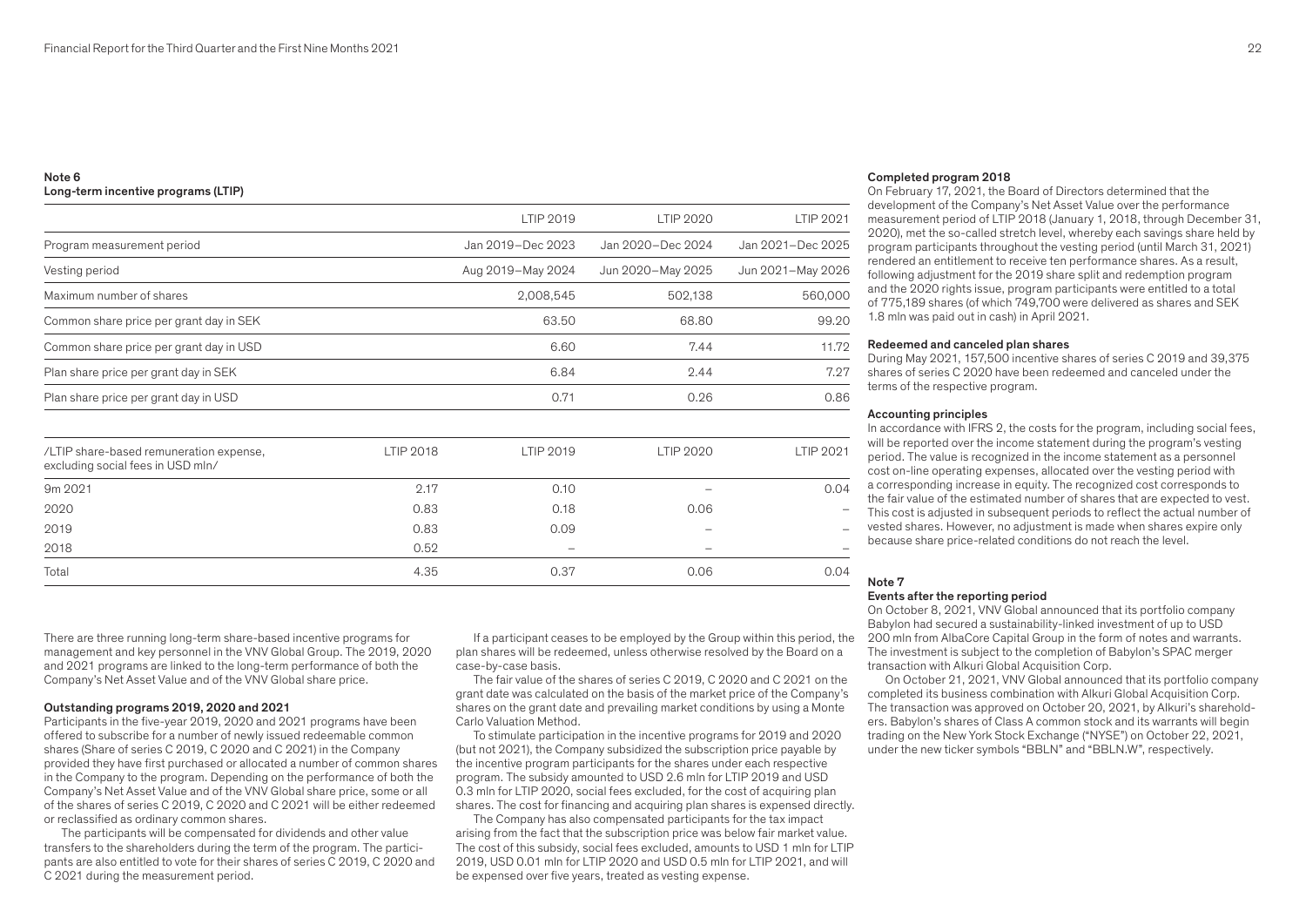## Note 6
### Long-term incentive programs (LTIP)

| | LTIP 2019 | LTIP 2020 | LTIP 2021 |
|---|---|---|---|
| Program measurement period | Jan 2019–Dec 2023 | Jan 2020–Dec 2024 | Jan 2021–Dec 2025 |
| Vesting period | Aug 2019–May 2024 | Jun 2020–May 2025 | Jun 2021–May 2026 |
| Maximum number of shares | 2,008,545 | 502,138 | 560,000 |
| Common share price per grant day in SEK | 63.50 | 68.80 | 99.20 |
| Common share price per grant day in USD | 6.60 | 7.44 | 11.72 |
| Plan share price per grant day in SEK | 6.84 | 2.44 | 7.27 |
| Plan share price per grant day in USD | 0.71 | 0.26 | 0.86 |

| /LTIP share-based remuneration expense, excluding social fees in USD mln/ | LTIP 2018 | LTIP 2019 | LTIP 2020 | LTIP 2021 |
|---|---|---|---|---|
| 9m 2021 | 2.17 | 0.10 | – | 0.04 |
| 2020 | 0.83 | 0.18 | 0.06 | – |
| 2019 | 0.83 | 0.09 | – | – |
| 2018 | 0.52 | – | – | – |
| Total | 4.35 | 0.37 | 0.06 | 0.04 |

There are three running long-term share-based incentive programs for management and key personnel in the VNV Global Group. The 2019, 2020 and 2021 programs are linked to the long-term performance of both the Company's Net Asset Value and of the VNV Global share price.

**Outstanding programs 2019, 2020 and 2021**

Participants in the five-year 2019, 2020 and 2021 programs have been offered to subscribe for a number of newly issued redeemable common shares (Share of series C 2019, C 2020 and C 2021) in the Company provided they have first purchased or allocated a number of common shares in the Company to the program. Depending on the performance of both the Company's Net Asset Value and of the VNV Global share price, some or all of the shares of series C 2019, C 2020 and C 2021 will be either redeemed or reclassified as ordinary common shares.

The participants will be compensated for dividends and other value transfers to the shareholders during the term of the program. The participants are also entitled to vote for their shares of series C 2019, C 2020 and C 2021 during the measurement period.

If a participant ceases to be employed by the Group within this period, the plan shares will be redeemed, unless otherwise resolved by the Board on a case-by-case basis.

The fair value of the shares of series C 2019, C 2020 and C 2021 on the grant date was calculated on the basis of the market price of the Company's shares on the grant date and prevailing market conditions by using a Monte Carlo Valuation Method.

To stimulate participation in the incentive programs for 2019 and 2020 (but not 2021), the Company subsidized the subscription price payable by the incentive program participants for the shares under each respective program. The subsidy amounted to USD 2.6 mln for LTIP 2019 and USD 0.3 mln for LTIP 2020, social fees excluded, for the cost of acquiring plan shares. The cost for financing and acquiring plan shares is expensed directly.

The Company has also compensated participants for the tax impact arising from the fact that the subscription price was below fair market value. The cost of this subsidy, social fees excluded, amounts to USD 1 mln for LTIP 2019, USD 0.01 mln for LTIP 2020 and USD 0.5 mln for LTIP 2021, and will be expensed over five years, treated as vesting expense.

**Completed program 2018**

On February 17, 2021, the Board of Directors determined that the development of the Company's Net Asset Value over the performance measurement period of LTIP 2018 (January 1, 2018, through December 31, 2020), met the so-called stretch level, whereby each savings share held by program participants throughout the vesting period (until March 31, 2021) rendered an entitlement to receive ten performance shares. As a result, following adjustment for the 2019 share split and redemption program and the 2020 rights issue, program participants were entitled to a total of 775,189 shares (of which 749,700 were delivered as shares and SEK 1.8 mln was paid out in cash) in April 2021.

**Redeemed and canceled plan shares**

During May 2021, 157,500 incentive shares of series C 2019 and 39,375 shares of series C 2020 have been redeemed and canceled under the terms of the respective program.

**Accounting principles**

In accordance with IFRS 2, the costs for the program, including social fees, will be reported over the income statement during the program's vesting period. The value is recognized in the income statement as a personnel cost on-line operating expenses, allocated over the vesting period with a corresponding increase in equity. The recognized cost corresponds to the fair value of the estimated number of shares that are expected to vest. This cost is adjusted in subsequent periods to reflect the actual number of vested shares. However, no adjustment is made when shares expire only because share price-related conditions do not reach the level.

## Note 7
### Events after the reporting period

On October 8, 2021, VNV Global announced that its portfolio company Babylon had secured a sustainability-linked investment of up to USD 200 mln from AlbaCore Capital Group in the form of notes and warrants. The investment is subject to the completion of Babylon's SPAC merger transaction with Alkuri Global Acquisition Corp.

On October 21, 2021, VNV Global announced that its portfolio company completed its business combination with Alkuri Global Acquisition Corp. The transaction was approved on October 20, 2021, by Alkuri's shareholders. Babylon's shares of Class A common stock and its warrants will begin trading on the New York Stock Exchange ("NYSE") on October 22, 2021, under the new ticker symbols "BBLN" and "BBLN.W", respectively.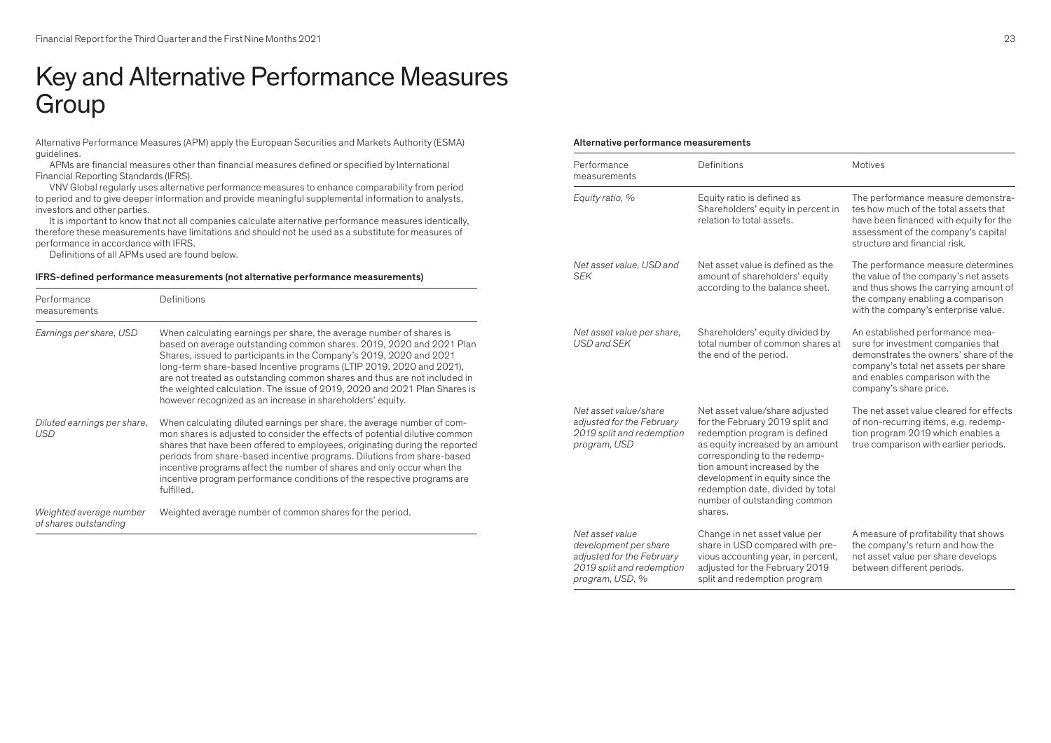# Key and Alternative Performance Measures Group

Alternative Performance Measures (APM) apply the European Securities and Markets Authority (ESMA) guidelines.

APMs are financial measures other than financial measures defined or specified by International Financial Reporting Standards (IFRS).

VNV Global regularly uses alternative performance measures to enhance comparability from period to period and to give deeper information and provide meaningful supplemental information to analysts, investors and other parties.

It is important to know that not all companies calculate alternative performance measures identically, therefore these measurements have limitations and should not be used as a substitute for measures of performance in accordance with IFRS.

Definitions of all APMs used are found below.

**IFRS-defined performance measurements (not alternative performance measurements)**

| Performance measurements | Definitions |
|---|---|
| *Earnings per share, USD* | When calculating earnings per share, the average number of shares is based on average outstanding common shares. 2019, 2020 and 2021 Plan Shares, issued to participants in the Company's 2019, 2020 and 2021 long-term share-based Incentive programs (LTIP 2019, 2020 and 2021), are not treated as outstanding common shares and thus are not included in the weighted calculation. The issue of 2019, 2020 and 2021 Plan Shares is however recognized as an increase in shareholders' equity. |
| *Diluted earnings per share, USD* | When calculating diluted earnings per share, the average number of common shares is adjusted to consider the effects of potential dilutive common shares that have been offered to employees, originating during the reported periods from share-based incentive programs. Dilutions from share-based incentive programs affect the number of shares and only occur when the incentive program performance conditions of the respective programs are fulfilled. |
| *Weighted average number of shares outstanding* | Weighted average number of common shares for the period. |

**Alternative performance measurements**

| Performance measurements | Definitions | Motives |
|---|---|---|
| *Equity ratio, %* | Equity ratio is defined as Shareholders' equity in percent in relation to total assets. | The performance measure demonstrates how much of the total assets that have been financed with equity for the assessment of the company's capital structure and financial risk. |
| *Net asset value, USD and SEK* | Net asset value is defined as the amount of shareholders' equity according to the balance sheet. | The performance measure determines the value of the company's net assets and thus shows the carrying amount of the company enabling a comparison with the company's enterprise value. |
| *Net asset value per share, USD and SEK* | Shareholders' equity divided by total number of common shares at the end of the period. | An established performance measure for investment companies that demonstrates the owners' share of the company's total net assets per share and enables comparison with the company's share price. |
| *Net asset value/share adjusted for the February 2019 split and redemption program, USD* | Net asset value/share adjusted for the February 2019 split and redemption program is defined as equity increased by an amount corresponding to the redemption amount increased by the development in equity since the redemption date, divided by total number of outstanding common shares. | The net asset value cleared for effects of non-recurring items, e.g. redemption program 2019 which enables a true comparison with earlier periods. |
| *Net asset value development per share adjusted for the February 2019 split and redemption program, USD, %* | Change in net asset value per share in USD compared with previous accounting year, in percent, adjusted for the February 2019 split and redemption program | A measure of profitability that shows the company's return and how the net asset value per share develops between different periods. |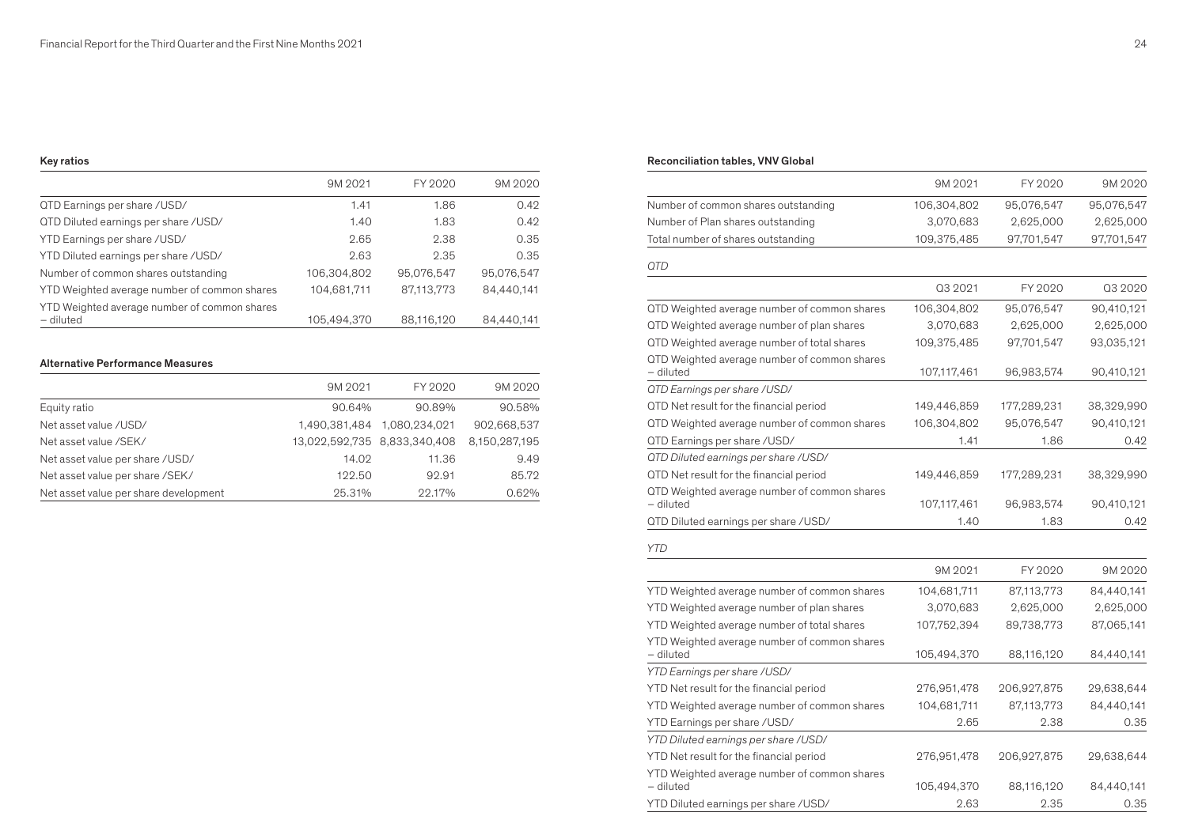### Key ratios

| | 9M 2021 | FY 2020 | 9M 2020 |
|---|---|---|---|
| QTD Earnings per share /USD/ | 1.41 | 1.86 | 0.42 |
| QTD Diluted earnings per share /USD/ | 1.40 | 1.83 | 0.42 |
| YTD Earnings per share /USD/ | 2.65 | 2.38 | 0.35 |
| YTD Diluted earnings per share /USD/ | 2.63 | 2.35 | 0.35 |
| Number of common shares outstanding | 106,304,802 | 95,076,547 | 95,076,547 |
| YTD Weighted average number of common shares | 104,681,711 | 87,113,773 | 84,440,141 |
| YTD Weighted average number of common shares – diluted | 105,494,370 | 88,116,120 | 84,440,141 |

### Alternative Performance Measures

| | 9M 2021 | FY 2020 | 9M 2020 |
|---|---|---|---|
| Equity ratio | 90.64% | 90.89% | 90.58% |
| Net asset value /USD/ | 1,490,381,484 | 1,080,234,021 | 902,668,537 |
| Net asset value /SEK/ | 13,022,592,735 | 8,833,340,408 | 8,150,287,195 |
| Net asset value per share /USD/ | 14.02 | 11.36 | 9.49 |
| Net asset value per share /SEK/ | 122.50 | 92.91 | 85.72 |
| Net asset value per share development | 25.31% | 22.17% | 0.62% |

### Reconciliation tables, VNV Global

| | 9M 2021 | FY 2020 | 9M 2020 |
|---|---|---|---|
| Number of common shares outstanding | 106,304,802 | 95,076,547 | 95,076,547 |
| Number of Plan shares outstanding | 3,070,683 | 2,625,000 | 2,625,000 |
| Total number of shares outstanding | 109,375,485 | 97,701,547 | 97,701,547 |

*QTD*

| | Q3 2021 | FY 2020 | Q3 2020 |
|---|---|---|---|
| QTD Weighted average number of common shares | 106,304,802 | 95,076,547 | 90,410,121 |
| QTD Weighted average number of plan shares | 3,070,683 | 2,625,000 | 2,625,000 |
| QTD Weighted average number of total shares | 109,375,485 | 97,701,547 | 93,035,121 |
| QTD Weighted average number of common shares – diluted | 107,117,461 | 96,983,574 | 90,410,121 |
| *QTD Earnings per share /USD/* | | | |
| QTD Net result for the financial period | 149,446,859 | 177,289,231 | 38,329,990 |
| QTD Weighted average number of common shares | 106,304,802 | 95,076,547 | 90,410,121 |
| QTD Earnings per share /USD/ | 1.41 | 1.86 | 0.42 |
| *QTD Diluted earnings per share /USD/* | | | |
| QTD Net result for the financial period | 149,446,859 | 177,289,231 | 38,329,990 |
| QTD Weighted average number of common shares – diluted | 107,117,461 | 96,983,574 | 90,410,121 |
| QTD Diluted earnings per share /USD/ | 1.40 | 1.83 | 0.42 |

*YTD*

| | 9M 2021 | FY 2020 | 9M 2020 |
|---|---|---|---|
| YTD Weighted average number of common shares | 104,681,711 | 87,113,773 | 84,440,141 |
| YTD Weighted average number of plan shares | 3,070,683 | 2,625,000 | 2,625,000 |
| YTD Weighted average number of total shares | 107,752,394 | 89,738,773 | 87,065,141 |
| YTD Weighted average number of common shares – diluted | 105,494,370 | 88,116,120 | 84,440,141 |
| *YTD Earnings per share /USD/* | | | |
| YTD Net result for the financial period | 276,951,478 | 206,927,875 | 29,638,644 |
| YTD Weighted average number of common shares | 104,681,711 | 87,113,773 | 84,440,141 |
| YTD Earnings per share /USD/ | 2.65 | 2.38 | 0.35 |
| *YTD Diluted earnings per share /USD/* | | | |
| YTD Net result for the financial period | 276,951,478 | 206,927,875 | 29,638,644 |
| YTD Weighted average number of common shares – diluted | 105,494,370 | 88,116,120 | 84,440,141 |
| YTD Diluted earnings per share /USD/ | 2.63 | 2.35 | 0.35 |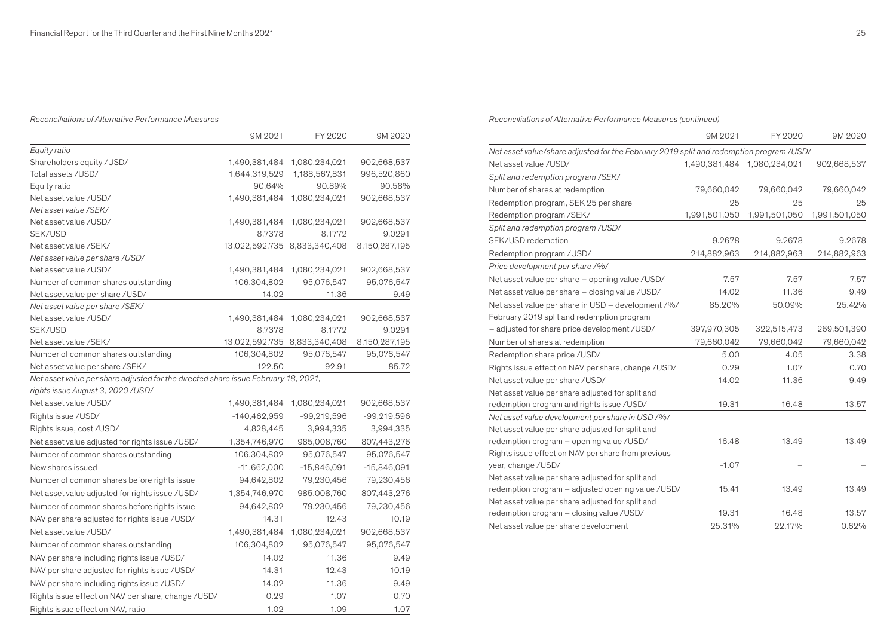*Reconciliations of Alternative Performance Measures*

| | 9M 2021 | FY 2020 | 9M 2020 |
|---|---|---|---|
| *Equity ratio* | | | |
| Shareholders equity /USD/ | 1,490,381,484 | 1,080,234,021 | 902,668,537 |
| Total assets /USD/ | 1,644,319,529 | 1,188,567,831 | 996,520,860 |
| Equity ratio | 90.64% | 90.89% | 90.58% |
| Net asset value /USD/ | 1,490,381,484 | 1,080,234,021 | 902,668,537 |
| *Net asset value /SEK/* | | | |
| Net asset value /USD/ | 1,490,381,484 | 1,080,234,021 | 902,668,537 |
| SEK/USD | 8.7378 | 8.1772 | 9.0291 |
| Net asset value /SEK/ | 13,022,592,735 | 8,833,340,408 | 8,150,287,195 |
| *Net asset value per share /USD/* | | | |
| Net asset value /USD/ | 1,490,381,484 | 1,080,234,021 | 902,668,537 |
| Number of common shares outstanding | 106,304,802 | 95,076,547 | 95,076,547 |
| Net asset value per share /USD/ | 14.02 | 11.36 | 9.49 |
| *Net asset value per share /SEK/* | | | |
| Net asset value /USD/ | 1,490,381,484 | 1,080,234,021 | 902,668,537 |
| SEK/USD | 8.7378 | 8.1772 | 9.0291 |
| Net asset value /SEK/ | 13,022,592,735 | 8,833,340,408 | 8,150,287,195 |
| Number of common shares outstanding | 106,304,802 | 95,076,547 | 95,076,547 |
| Net asset value per share /SEK/ | 122.50 | 92.91 | 85.72 |
| *Net asset value per share adjusted for the directed share issue February 18, 2021, rights issue August 3, 2020 /USD/* | | | |
| Net asset value /USD/ | 1,490,381,484 | 1,080,234,021 | 902,668,537 |
| Rights issue /USD/ | -140,462,959 | -99,219,596 | -99,219,596 |
| Rights issue, cost /USD/ | 4,828,445 | 3,994,335 | 3,994,335 |
| Net asset value adjusted for rights issue /USD/ | 1,354,746,970 | 985,008,760 | 807,443,276 |
| Number of common shares outstanding | 106,304,802 | 95,076,547 | 95,076,547 |
| New shares issued | -11,662,000 | -15,846,091 | -15,846,091 |
| Number of common shares before rights issue | 94,642,802 | 79,230,456 | 79,230,456 |
| Net asset value adjusted for rights issue /USD/ | 1,354,746,970 | 985,008,760 | 807,443,276 |
| Number of common shares before rights issue | 94,642,802 | 79,230,456 | 79,230,456 |
| NAV per share adjusted for rights issue /USD/ | 14.31 | 12.43 | 10.19 |
| Net asset value /USD/ | 1,490,381,484 | 1,080,234,021 | 902,668,537 |
| Number of common shares outstanding | 106,304,802 | 95,076,547 | 95,076,547 |
| NAV per share including rights issue /USD/ | 14.02 | 11.36 | 9.49 |
| NAV per share adjusted for rights issue /USD/ | 14.31 | 12.43 | 10.19 |
| NAV per share including rights issue /USD/ | 14.02 | 11.36 | 9.49 |
| Rights issue effect on NAV per share, change /USD/ | 0.29 | 1.07 | 0.70 |
| Rights issue effect on NAV, ratio | 1.02 | 1.09 | 1.07 |

*Reconciliations of Alternative Performance Measures (continued)*

| | 9M 2021 | FY 2020 | 9M 2020 |
|---|---|---|---|
| *Net asset value/share adjusted for the February 2019 split and redemption program /USD/* | | | |
| Net asset value /USD/ | 1,490,381,484 | 1,080,234,021 | 902,668,537 |
| *Split and redemption program /SEK/* | | | |
| Number of shares at redemption | 79,660,042 | 79,660,042 | 79,660,042 |
| Redemption program, SEK 25 per share | 25 | 25 | 25 |
| Redemption program /SEK/ | 1,991,501,050 | 1,991,501,050 | 1,991,501,050 |
| *Split and redemption program /USD/* | | | |
| SEK/USD redemption | 9.2678 | 9.2678 | 9.2678 |
| Redemption program /USD/ | 214,882,963 | 214,882,963 | 214,882,963 |
| *Price development per share /%/* | | | |
| Net asset value per share – opening value /USD/ | 7.57 | 7.57 | 7.57 |
| Net asset value per share – closing value /USD/ | 14.02 | 11.36 | 9.49 |
| Net asset value per share in USD – development /%/ | 85.20% | 50.09% | 25.42% |
| February 2019 split and redemption program – adjusted for share price development /USD/ | 397,970,305 | 322,515,473 | 269,501,390 |
| Number of shares at redemption | 79,660,042 | 79,660,042 | 79,660,042 |
| Redemption share price /USD/ | 5.00 | 4.05 | 3.38 |
| Rights issue effect on NAV per share, change /USD/ | 0.29 | 1.07 | 0.70 |
| Net asset value per share /USD/ | 14.02 | 11.36 | 9.49 |
| Net asset value per share adjusted for split and redemption program and rights issue /USD/ | 19.31 | 16.48 | 13.57 |
| *Net asset value development per share in USD /%/* | | | |
| Net asset value per share adjusted for split and redemption program – opening value /USD/ | 16.48 | 13.49 | 13.49 |
| Rights issue effect on NAV per share from previous year, change /USD/ | -1.07 | – | – |
| Net asset value per share adjusted for split and redemption program – adjusted opening value /USD/ | 15.41 | 13.49 | 13.49 |
| Net asset value per share adjusted for split and redemption program – closing value /USD/ | 19.31 | 16.48 | 13.57 |
| Net asset value per share development | 25.31% | 22.17% | 0.62% |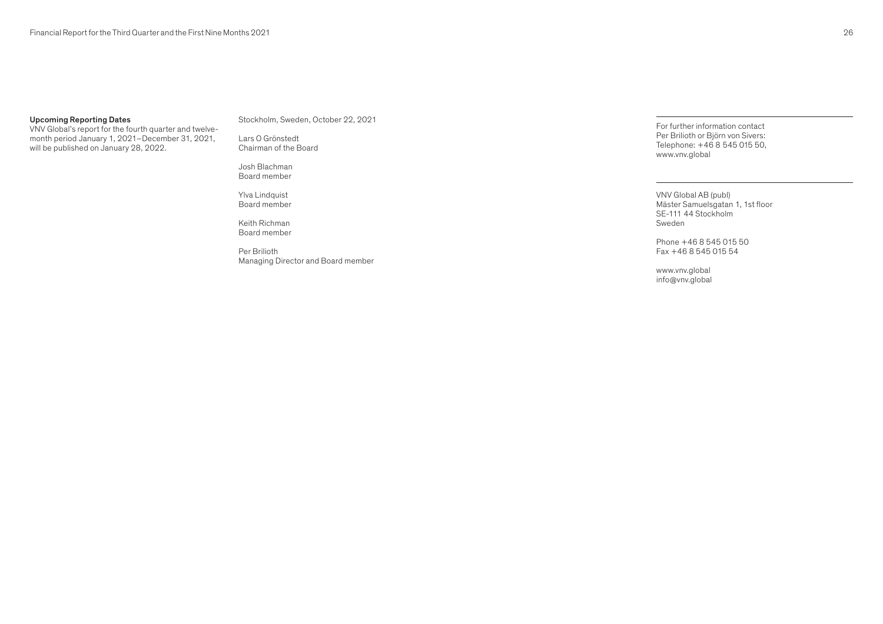**Upcoming Reporting Dates**

VNV Global's report for the fourth quarter and twelve-month period January 1, 2021–December 31, 2021, will be published on January 28, 2022.

Stockholm, Sweden, October 22, 2021

Lars O Grönstedt
Chairman of the Board

Josh Blachman
Board member

Ylva Lindquist
Board member

Keith Richman
Board member

Per Brilioth
Managing Director and Board member

For further information contact
Per Brilioth or Björn von Sivers:
Telephone: +46 8 545 015 50,
www.vnv.global

VNV Global AB (publ)
Mäster Samuelsgatan 1, 1st floor
SE-111 44 Stockholm
Sweden

Phone +46 8 545 015 50
Fax +46 8 545 015 54

www.vnv.global
info@vnv.global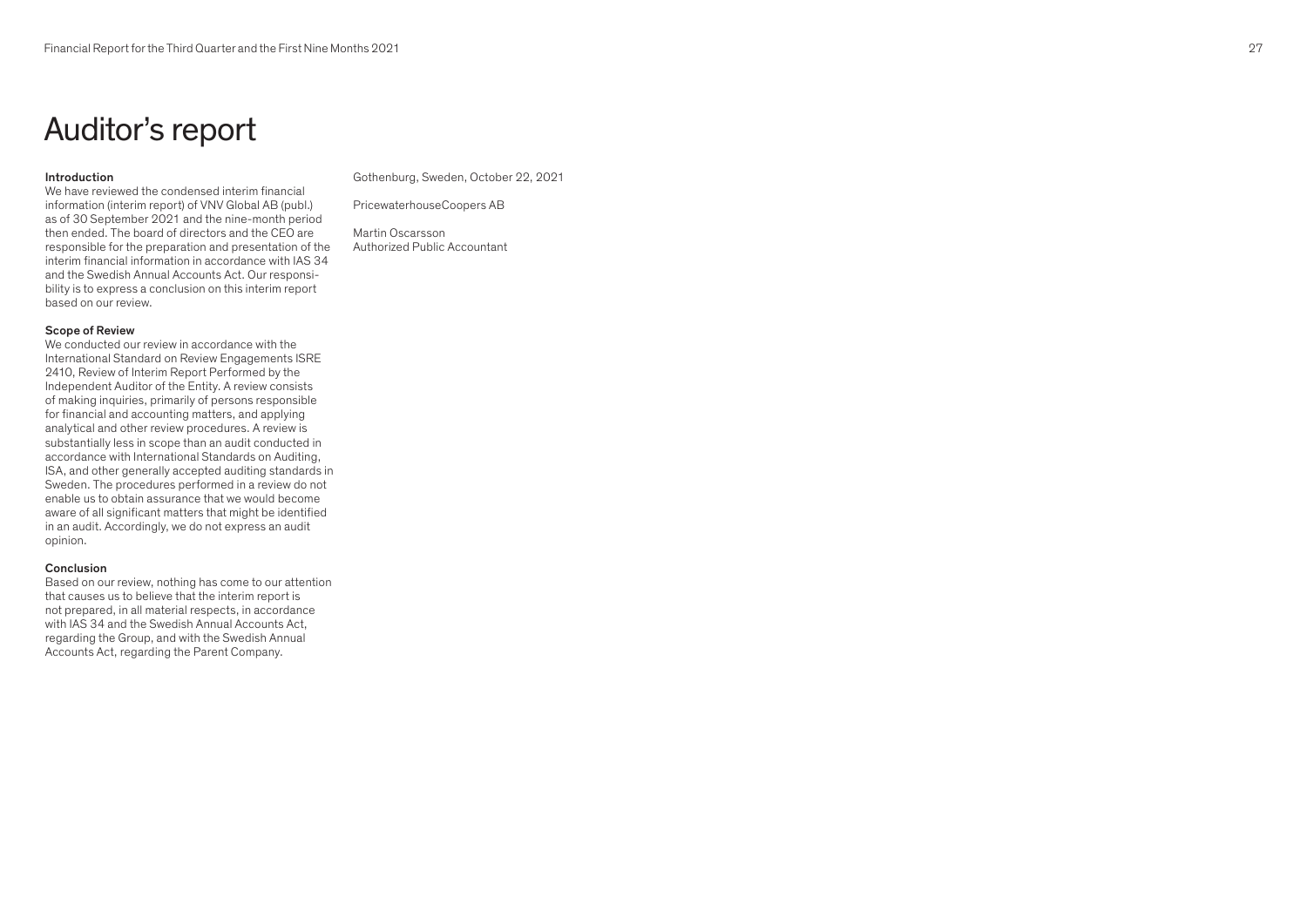# Auditor's report

**Introduction**

We have reviewed the condensed interim financial information (interim report) of VNV Global AB (publ.) as of 30 September 2021 and the nine-month period then ended. The board of directors and the CEO are responsible for the preparation and presentation of the interim financial information in accordance with IAS 34 and the Swedish Annual Accounts Act. Our responsibility is to express a conclusion on this interim report based on our review.

**Scope of Review**

We conducted our review in accordance with the International Standard on Review Engagements ISRE 2410, Review of Interim Report Performed by the Independent Auditor of the Entity. A review consists of making inquiries, primarily of persons responsible for financial and accounting matters, and applying analytical and other review procedures. A review is substantially less in scope than an audit conducted in accordance with International Standards on Auditing, ISA, and other generally accepted auditing standards in Sweden. The procedures performed in a review do not enable us to obtain assurance that we would become aware of all significant matters that might be identified in an audit. Accordingly, we do not express an audit opinion.

**Conclusion**

Based on our review, nothing has come to our attention that causes us to believe that the interim report is not prepared, in all material respects, in accordance with IAS 34 and the Swedish Annual Accounts Act, regarding the Group, and with the Swedish Annual Accounts Act, regarding the Parent Company.

Gothenburg, Sweden, October 22, 2021

PricewaterhouseCoopers AB

Martin Oscarsson
Authorized Public Accountant